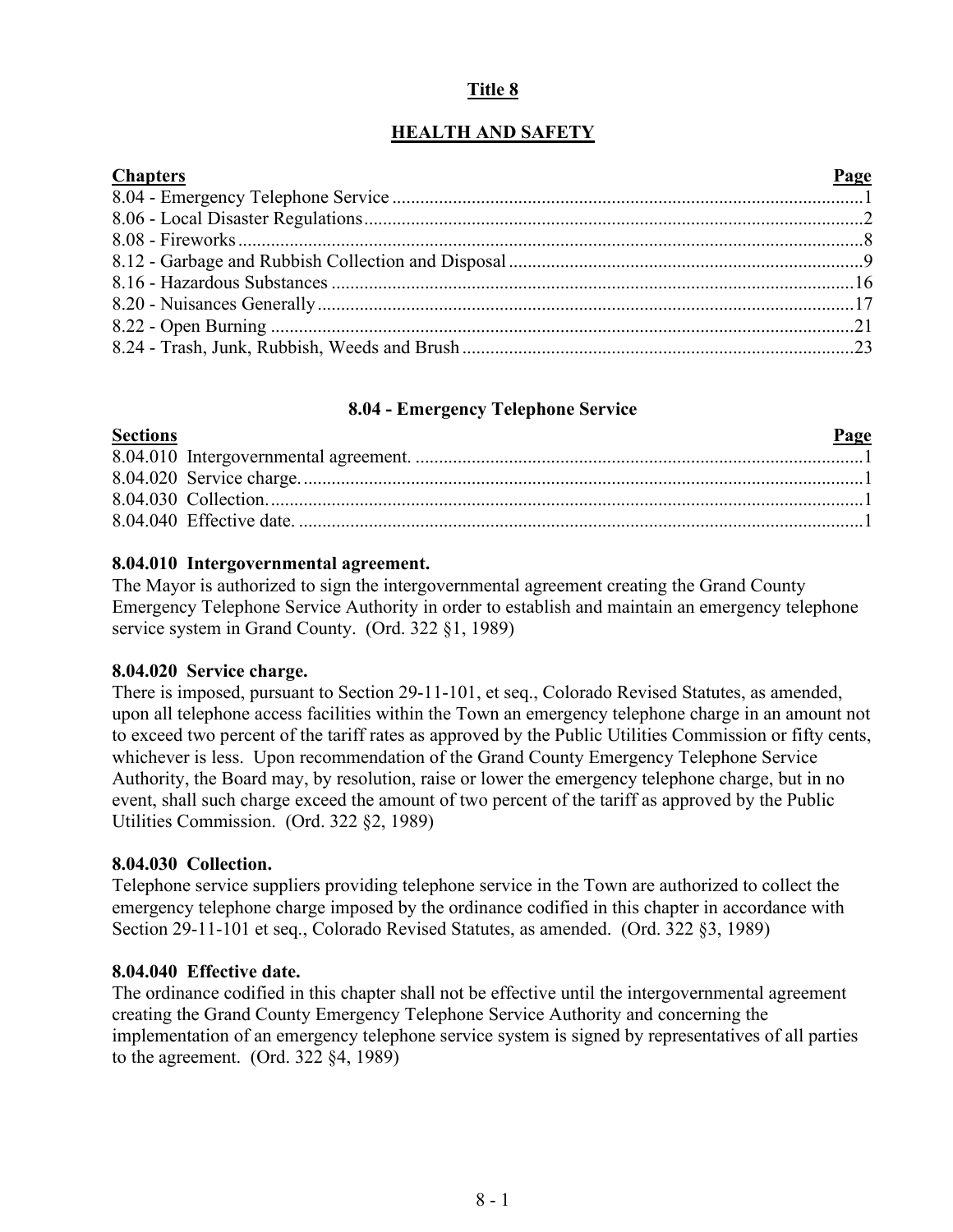# Title 8

# HEALTH AND SAFETY

| Chapters | Page |
| --- | --- |
| 8.04 - Emergency Telephone Service | 1 |
| 8.06 - Local Disaster Regulations | 2 |
| 8.08 - Fireworks | 8 |
| 8.12 - Garbage and Rubbish Collection and Disposal | 9 |
| 8.16 - Hazardous Substances | 16 |
| 8.20 - Nuisances Generally | 17 |
| 8.22 - Open Burning | 21 |
| 8.24 - Trash, Junk, Rubbish, Weeds and Brush | 23 |

## 8.04 - Emergency Telephone Service

| Sections | Page |
| --- | --- |
| 8.04.010 Intergovernmental agreement. | 1 |
| 8.04.020 Service charge. | 1 |
| 8.04.030 Collection. | 1 |
| 8.04.040 Effective date. | 1 |

### 8.04.010 Intergovernmental agreement.

The Mayor is authorized to sign the intergovernmental agreement creating the Grand County Emergency Telephone Service Authority in order to establish and maintain an emergency telephone service system in Grand County. (Ord. 322 §1, 1989)

### 8.04.020 Service charge.

There is imposed, pursuant to Section 29-11-101, et seq., Colorado Revised Statutes, as amended, upon all telephone access facilities within the Town an emergency telephone charge in an amount not to exceed two percent of the tariff rates as approved by the Public Utilities Commission or fifty cents, whichever is less. Upon recommendation of the Grand County Emergency Telephone Service Authority, the Board may, by resolution, raise or lower the emergency telephone charge, but in no event, shall such charge exceed the amount of two percent of the tariff as approved by the Public Utilities Commission. (Ord. 322 §2, 1989)

### 8.04.030 Collection.

Telephone service suppliers providing telephone service in the Town are authorized to collect the emergency telephone charge imposed by the ordinance codified in this chapter in accordance with Section 29-11-101 et seq., Colorado Revised Statutes, as amended. (Ord. 322 §3, 1989)

### 8.04.040 Effective date.

The ordinance codified in this chapter shall not be effective until the intergovernmental agreement creating the Grand County Emergency Telephone Service Authority and concerning the implementation of an emergency telephone service system is signed by representatives of all parties to the agreement. (Ord. 322 §4, 1989)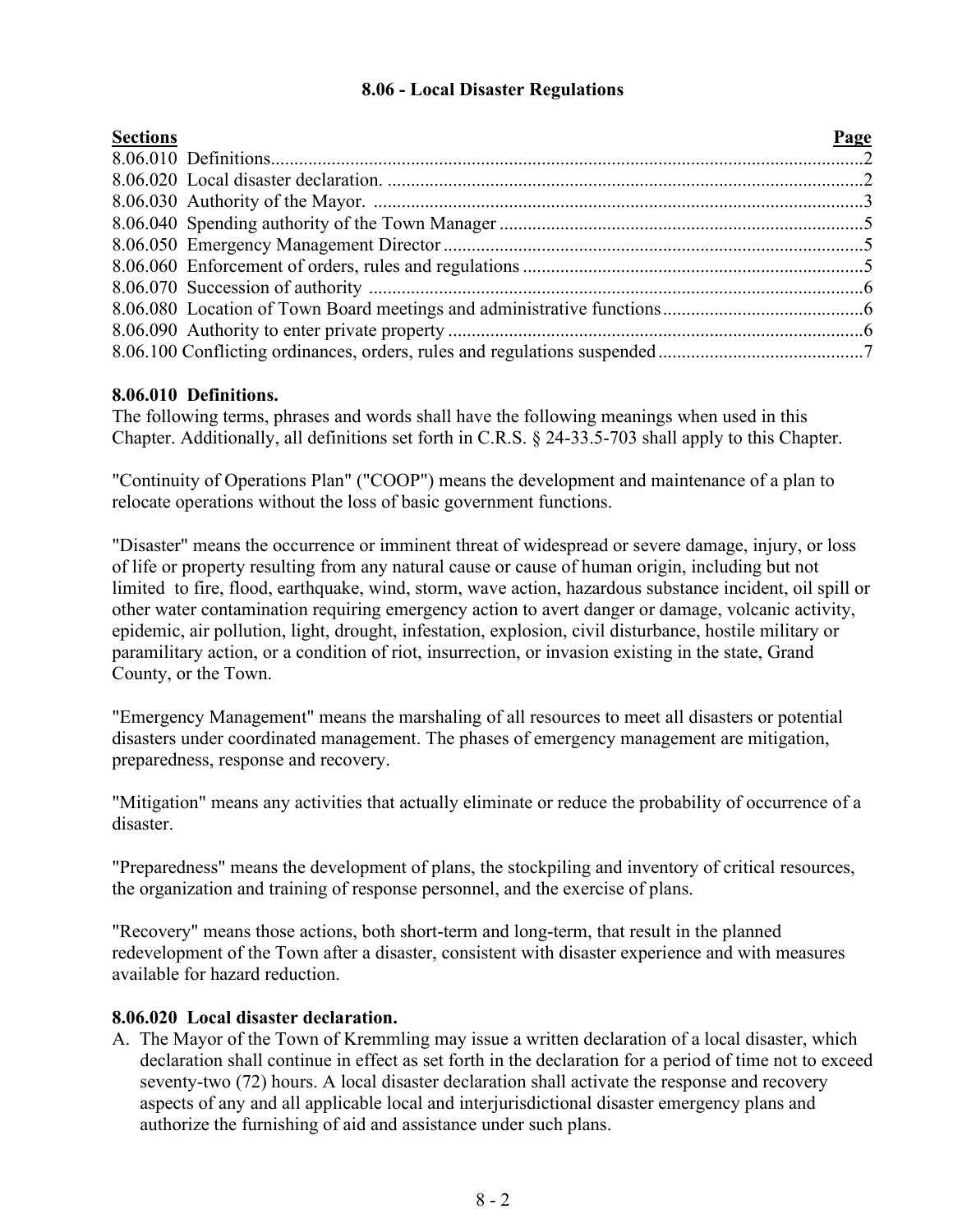# 8.06 - Local Disaster Regulations

| Sections | Page |
|---|---|
| 8.06.010 Definitions | 2 |
| 8.06.020 Local disaster declaration. | 2 |
| 8.06.030 Authority of the Mayor. | 3 |
| 8.06.040 Spending authority of the Town Manager | 5 |
| 8.06.050 Emergency Management Director | 5 |
| 8.06.060 Enforcement of orders, rules and regulations | 5 |
| 8.06.070 Succession of authority | 6 |
| 8.06.080 Location of Town Board meetings and administrative functions | 6 |
| 8.06.090 Authority to enter private property | 6 |
| 8.06.100 Conflicting ordinances, orders, rules and regulations suspended | 7 |

### 8.06.010 Definitions.

The following terms, phrases and words shall have the following meanings when used in this Chapter. Additionally, all definitions set forth in C.R.S. § 24-33.5-703 shall apply to this Chapter.

"Continuity of Operations Plan" ("COOP") means the development and maintenance of a plan to relocate operations without the loss of basic government functions.

"Disaster" means the occurrence or imminent threat of widespread or severe damage, injury, or loss of life or property resulting from any natural cause or cause of human origin, including but not limited to fire, flood, earthquake, wind, storm, wave action, hazardous substance incident, oil spill or other water contamination requiring emergency action to avert danger or damage, volcanic activity, epidemic, air pollution, light, drought, infestation, explosion, civil disturbance, hostile military or paramilitary action, or a condition of riot, insurrection, or invasion existing in the state, Grand County, or the Town.

"Emergency Management" means the marshaling of all resources to meet all disasters or potential disasters under coordinated management. The phases of emergency management are mitigation, preparedness, response and recovery.

"Mitigation" means any activities that actually eliminate or reduce the probability of occurrence of a disaster.

"Preparedness" means the development of plans, the stockpiling and inventory of critical resources, the organization and training of response personnel, and the exercise of plans.

"Recovery" means those actions, both short-term and long-term, that result in the planned redevelopment of the Town after a disaster, consistent with disaster experience and with measures available for hazard reduction.

### 8.06.020 Local disaster declaration.

A. The Mayor of the Town of Kremmling may issue a written declaration of a local disaster, which declaration shall continue in effect as set forth in the declaration for a period of time not to exceed seventy-two (72) hours. A local disaster declaration shall activate the response and recovery aspects of any and all applicable local and interjurisdictional disaster emergency plans and authorize the furnishing of aid and assistance under such plans.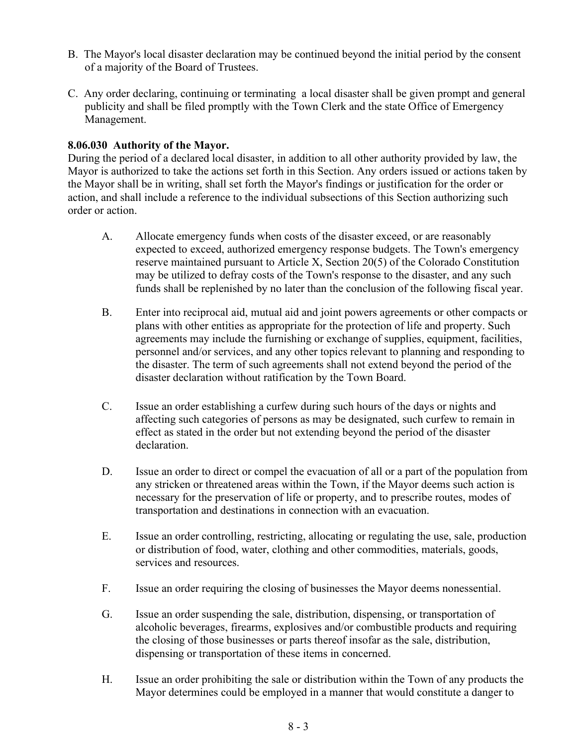B. The Mayor's local disaster declaration may be continued beyond the initial period by the consent of a majority of the Board of Trustees.

C. Any order declaring, continuing or terminating a local disaster shall be given prompt and general publicity and shall be filed promptly with the Town Clerk and the state Office of Emergency Management.

**8.06.030 Authority of the Mayor.**

During the period of a declared local disaster, in addition to all other authority provided by law, the Mayor is authorized to take the actions set forth in this Section. Any orders issued or actions taken by the Mayor shall be in writing, shall set forth the Mayor's findings or justification for the order or action, and shall include a reference to the individual subsections of this Section authorizing such order or action.

A. Allocate emergency funds when costs of the disaster exceed, or are reasonably expected to exceed, authorized emergency response budgets. The Town's emergency reserve maintained pursuant to Article X, Section 20(5) of the Colorado Constitution may be utilized to defray costs of the Town's response to the disaster, and any such funds shall be replenished by no later than the conclusion of the following fiscal year.

B. Enter into reciprocal aid, mutual aid and joint powers agreements or other compacts or plans with other entities as appropriate for the protection of life and property. Such agreements may include the furnishing or exchange of supplies, equipment, facilities, personnel and/or services, and any other topics relevant to planning and responding to the disaster. The term of such agreements shall not extend beyond the period of the disaster declaration without ratification by the Town Board.

C. Issue an order establishing a curfew during such hours of the days or nights and affecting such categories of persons as may be designated, such curfew to remain in effect as stated in the order but not extending beyond the period of the disaster declaration.

D. Issue an order to direct or compel the evacuation of all or a part of the population from any stricken or threatened areas within the Town, if the Mayor deems such action is necessary for the preservation of life or property, and to prescribe routes, modes of transportation and destinations in connection with an evacuation.

E. Issue an order controlling, restricting, allocating or regulating the use, sale, production or distribution of food, water, clothing and other commodities, materials, goods, services and resources.

F. Issue an order requiring the closing of businesses the Mayor deems nonessential.

G. Issue an order suspending the sale, distribution, dispensing, or transportation of alcoholic beverages, firearms, explosives and/or combustible products and requiring the closing of those businesses or parts thereof insofar as the sale, distribution, dispensing or transportation of these items in concerned.

H. Issue an order prohibiting the sale or distribution within the Town of any products the Mayor determines could be employed in a manner that would constitute a danger to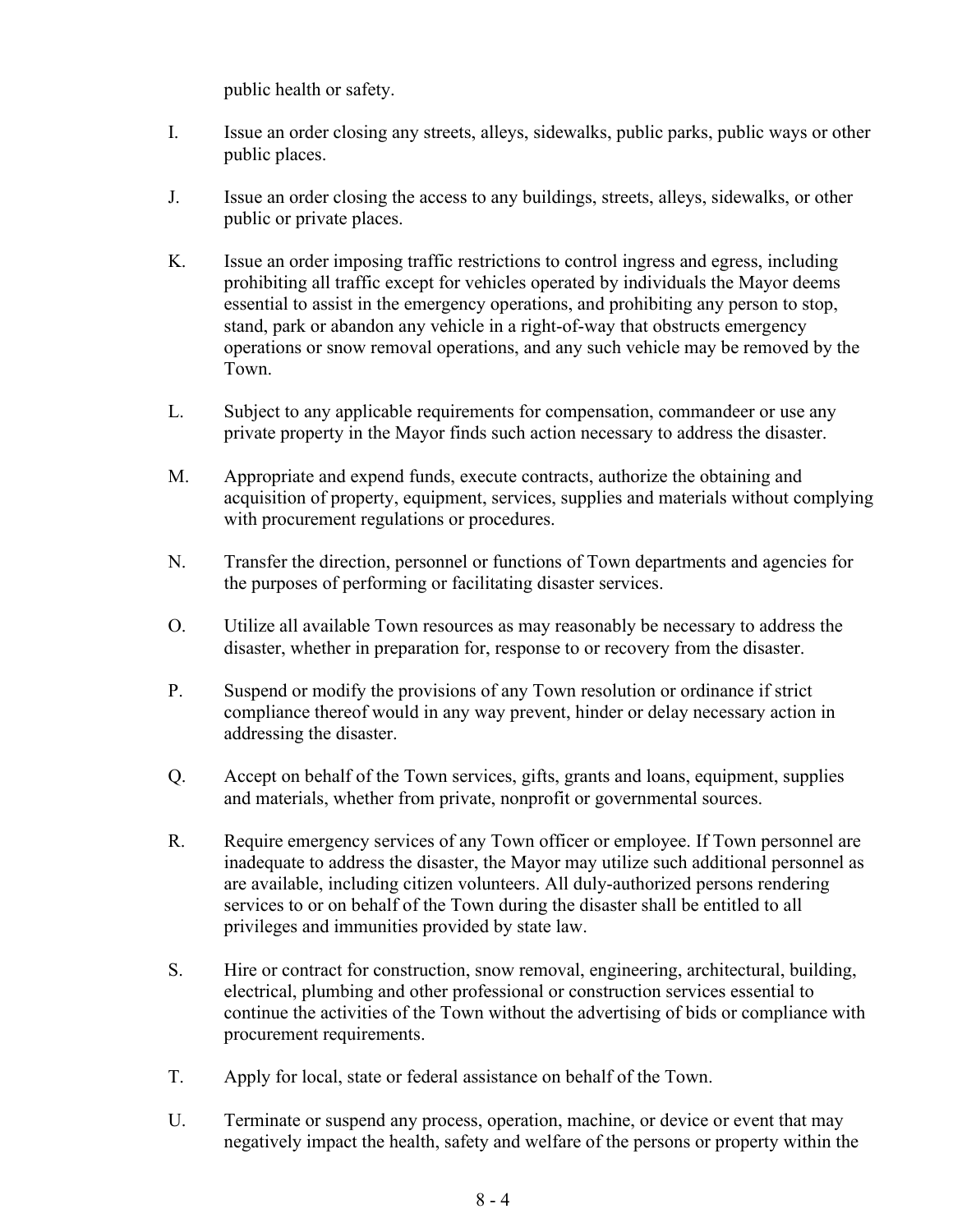public health or safety.

I. Issue an order closing any streets, alleys, sidewalks, public parks, public ways or other public places.

J. Issue an order closing the access to any buildings, streets, alleys, sidewalks, or other public or private places.

K. Issue an order imposing traffic restrictions to control ingress and egress, including prohibiting all traffic except for vehicles operated by individuals the Mayor deems essential to assist in the emergency operations, and prohibiting any person to stop, stand, park or abandon any vehicle in a right-of-way that obstructs emergency operations or snow removal operations, and any such vehicle may be removed by the Town.

L. Subject to any applicable requirements for compensation, commandeer or use any private property in the Mayor finds such action necessary to address the disaster.

M. Appropriate and expend funds, execute contracts, authorize the obtaining and acquisition of property, equipment, services, supplies and materials without complying with procurement regulations or procedures.

N. Transfer the direction, personnel or functions of Town departments and agencies for the purposes of performing or facilitating disaster services.

O. Utilize all available Town resources as may reasonably be necessary to address the disaster, whether in preparation for, response to or recovery from the disaster.

P. Suspend or modify the provisions of any Town resolution or ordinance if strict compliance thereof would in any way prevent, hinder or delay necessary action in addressing the disaster.

Q. Accept on behalf of the Town services, gifts, grants and loans, equipment, supplies and materials, whether from private, nonprofit or governmental sources.

R. Require emergency services of any Town officer or employee. If Town personnel are inadequate to address the disaster, the Mayor may utilize such additional personnel as are available, including citizen volunteers. All duly-authorized persons rendering services to or on behalf of the Town during the disaster shall be entitled to all privileges and immunities provided by state law.

S. Hire or contract for construction, snow removal, engineering, architectural, building, electrical, plumbing and other professional or construction services essential to continue the activities of the Town without the advertising of bids or compliance with procurement requirements.

T. Apply for local, state or federal assistance on behalf of the Town.

U. Terminate or suspend any process, operation, machine, or device or event that may negatively impact the health, safety and welfare of the persons or property within the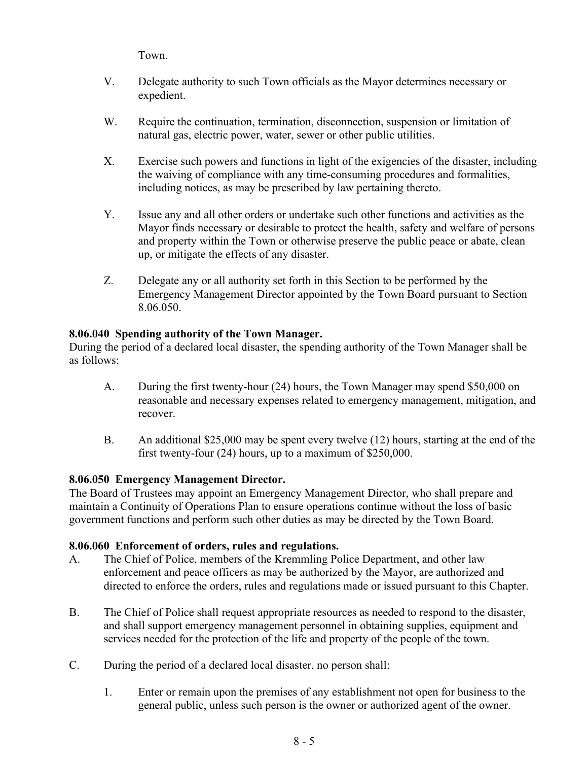Town.

V. Delegate authority to such Town officials as the Mayor determines necessary or expedient.

W. Require the continuation, termination, disconnection, suspension or limitation of natural gas, electric power, water, sewer or other public utilities.

X. Exercise such powers and functions in light of the exigencies of the disaster, including the waiving of compliance with any time-consuming procedures and formalities, including notices, as may be prescribed by law pertaining thereto.

Y. Issue any and all other orders or undertake such other functions and activities as the Mayor finds necessary or desirable to protect the health, safety and welfare of persons and property within the Town or otherwise preserve the public peace or abate, clean up, or mitigate the effects of any disaster.

Z. Delegate any or all authority set forth in this Section to be performed by the Emergency Management Director appointed by the Town Board pursuant to Section 8.06.050.

**8.06.040 Spending authority of the Town Manager.**

During the period of a declared local disaster, the spending authority of the Town Manager shall be as follows:

A. During the first twenty-hour (24) hours, the Town Manager may spend $50,000 on reasonable and necessary expenses related to emergency management, mitigation, and recover.

B. An additional $25,000 may be spent every twelve (12) hours, starting at the end of the first twenty-four (24) hours, up to a maximum of $250,000.

**8.06.050 Emergency Management Director.**

The Board of Trustees may appoint an Emergency Management Director, who shall prepare and maintain a Continuity of Operations Plan to ensure operations continue without the loss of basic government functions and perform such other duties as may be directed by the Town Board.

**8.06.060 Enforcement of orders, rules and regulations.**

A. The Chief of Police, members of the Kremmling Police Department, and other law enforcement and peace officers as may be authorized by the Mayor, are authorized and directed to enforce the orders, rules and regulations made or issued pursuant to this Chapter.

B. The Chief of Police shall request appropriate resources as needed to respond to the disaster, and shall support emergency management personnel in obtaining supplies, equipment and services needed for the protection of the life and property of the people of the town.

C. During the period of a declared local disaster, no person shall:

1. Enter or remain upon the premises of any establishment not open for business to the general public, unless such person is the owner or authorized agent of the owner.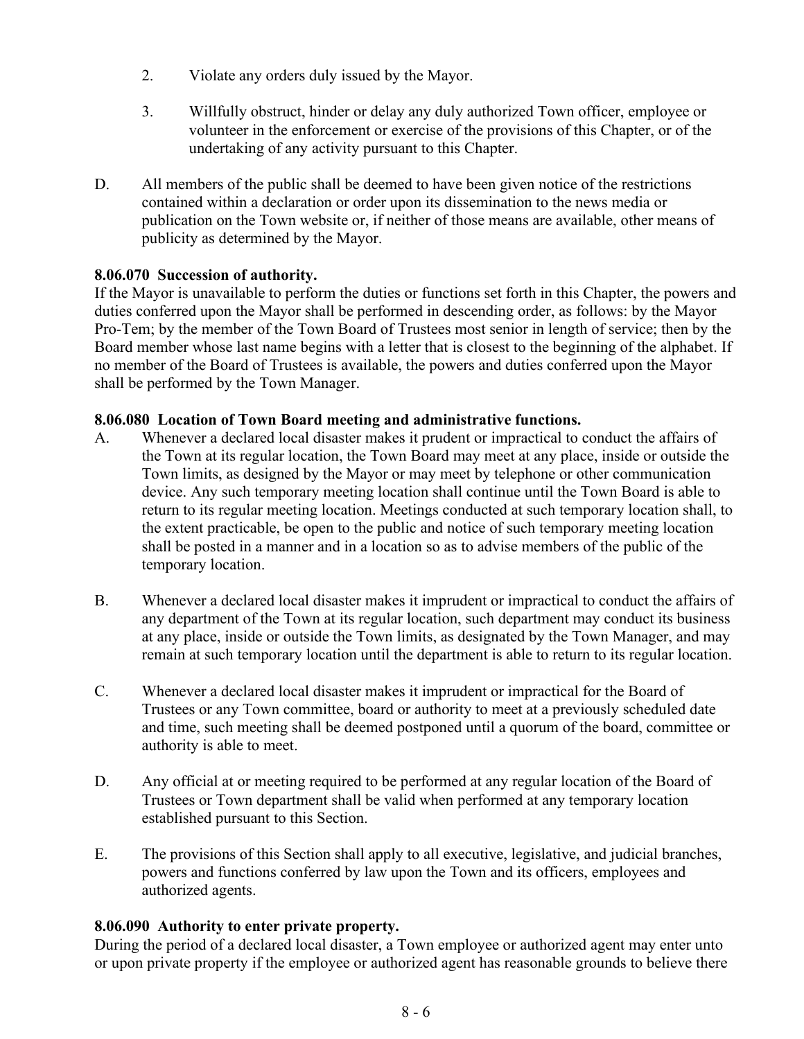2. Violate any orders duly issued by the Mayor.

3. Willfully obstruct, hinder or delay any duly authorized Town officer, employee or volunteer in the enforcement or exercise of the provisions of this Chapter, or of the undertaking of any activity pursuant to this Chapter.

D. All members of the public shall be deemed to have been given notice of the restrictions contained within a declaration or order upon its dissemination to the news media or publication on the Town website or, if neither of those means are available, other means of publicity as determined by the Mayor.

**8.06.070 Succession of authority.**

If the Mayor is unavailable to perform the duties or functions set forth in this Chapter, the powers and duties conferred upon the Mayor shall be performed in descending order, as follows: by the Mayor Pro-Tem; by the member of the Town Board of Trustees most senior in length of service; then by the Board member whose last name begins with a letter that is closest to the beginning of the alphabet. If no member of the Board of Trustees is available, the powers and duties conferred upon the Mayor shall be performed by the Town Manager.

**8.06.080 Location of Town Board meeting and administrative functions.**

A. Whenever a declared local disaster makes it prudent or impractical to conduct the affairs of the Town at its regular location, the Town Board may meet at any place, inside or outside the Town limits, as designed by the Mayor or may meet by telephone or other communication device. Any such temporary meeting location shall continue until the Town Board is able to return to its regular meeting location. Meetings conducted at such temporary location shall, to the extent practicable, be open to the public and notice of such temporary meeting location shall be posted in a manner and in a location so as to advise members of the public of the temporary location.

B. Whenever a declared local disaster makes it imprudent or impractical to conduct the affairs of any department of the Town at its regular location, such department may conduct its business at any place, inside or outside the Town limits, as designated by the Town Manager, and may remain at such temporary location until the department is able to return to its regular location.

C. Whenever a declared local disaster makes it imprudent or impractical for the Board of Trustees or any Town committee, board or authority to meet at a previously scheduled date and time, such meeting shall be deemed postponed until a quorum of the board, committee or authority is able to meet.

D. Any official at or meeting required to be performed at any regular location of the Board of Trustees or Town department shall be valid when performed at any temporary location established pursuant to this Section.

E. The provisions of this Section shall apply to all executive, legislative, and judicial branches, powers and functions conferred by law upon the Town and its officers, employees and authorized agents.

**8.06.090 Authority to enter private property.**

During the period of a declared local disaster, a Town employee or authorized agent may enter unto or upon private property if the employee or authorized agent has reasonable grounds to believe there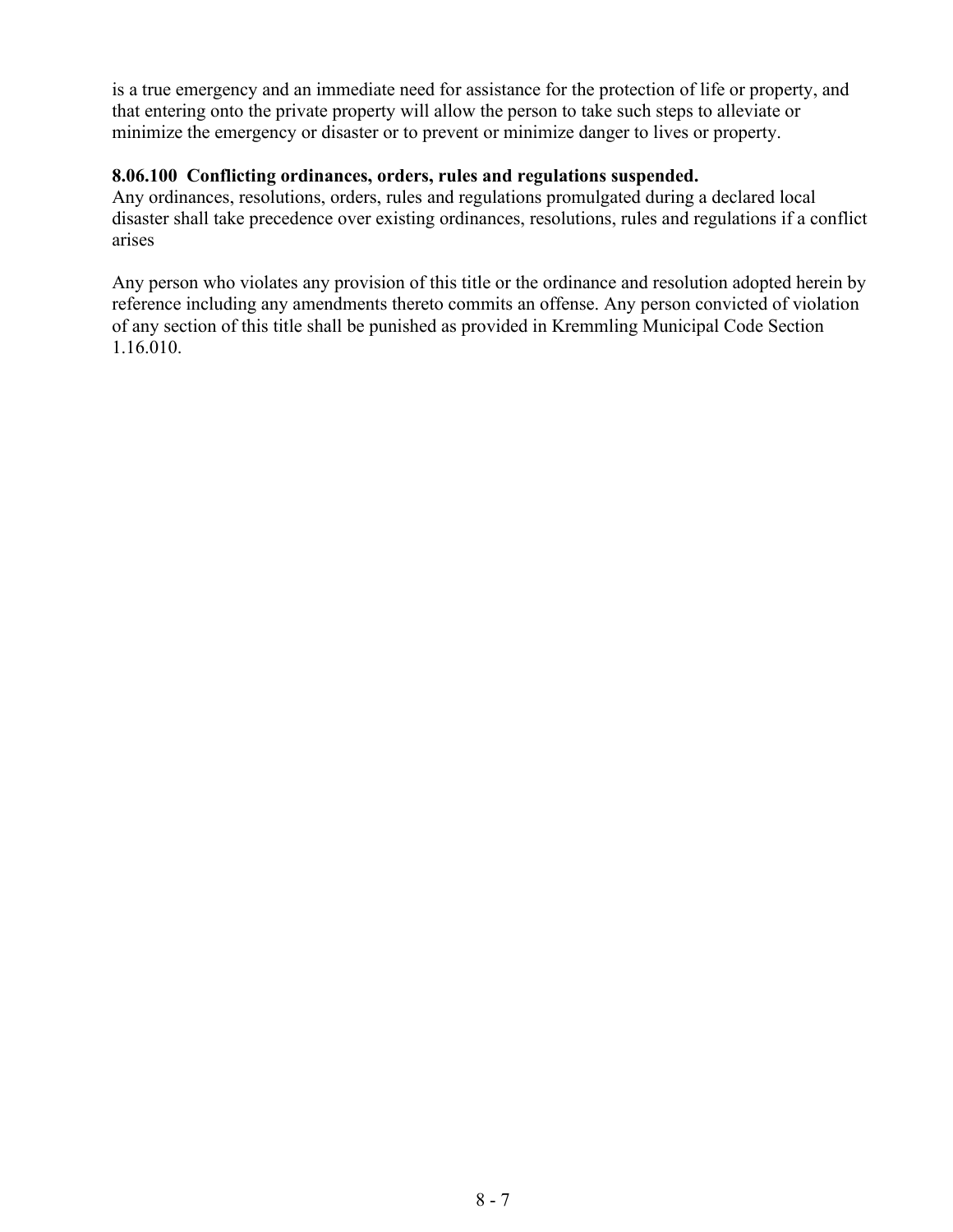is a true emergency and an immediate need for assistance for the protection of life or property, and that entering onto the private property will allow the person to take such steps to alleviate or minimize the emergency or disaster or to prevent or minimize danger to lives or property.

**8.06.100 Conflicting ordinances, orders, rules and regulations suspended.**

Any ordinances, resolutions, orders, rules and regulations promulgated during a declared local disaster shall take precedence over existing ordinances, resolutions, rules and regulations if a conflict arises

Any person who violates any provision of this title or the ordinance and resolution adopted herein by reference including any amendments thereto commits an offense. Any person convicted of violation of any section of this title shall be punished as provided in Kremmling Municipal Code Section 1.16.010.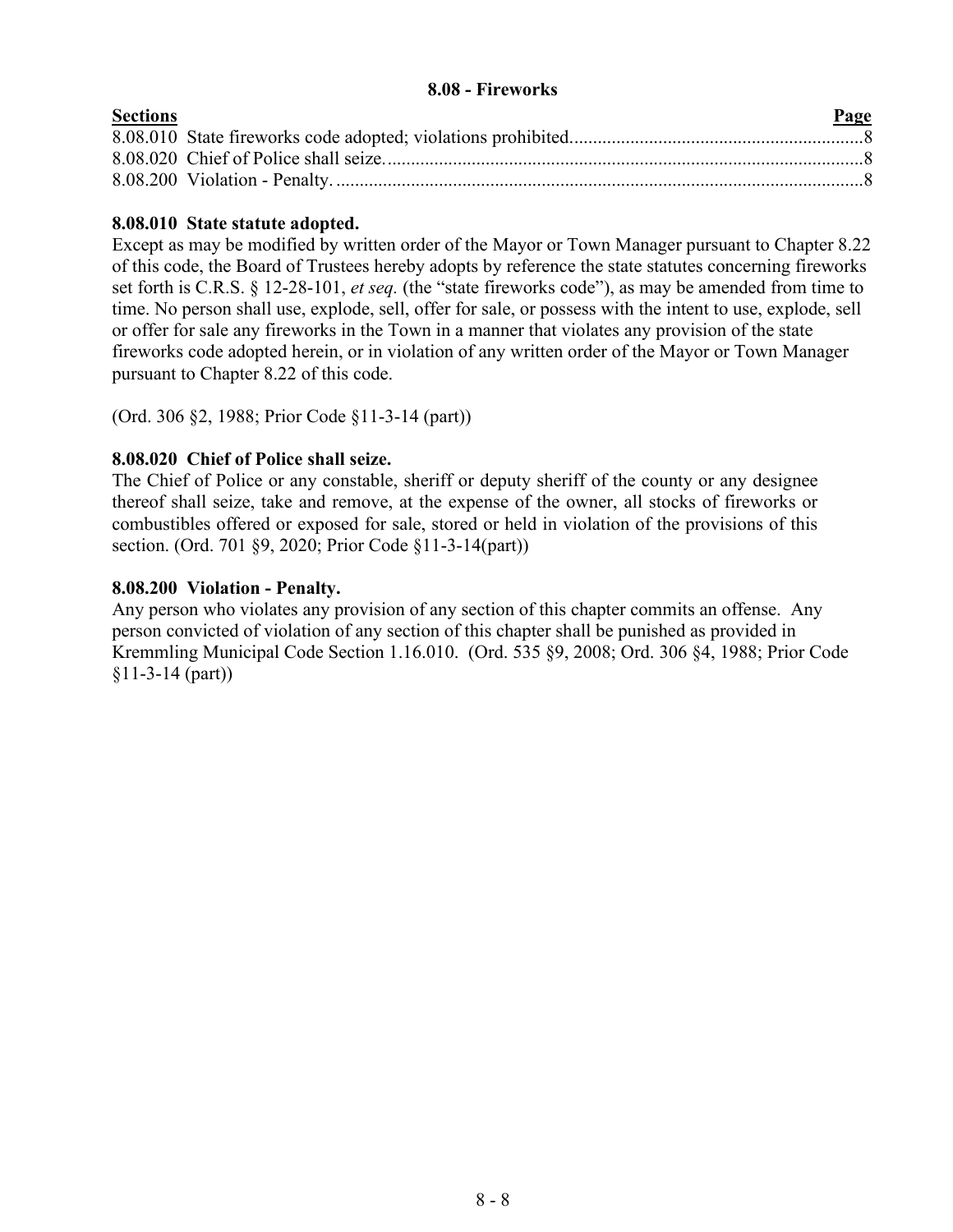## 8.08 - Fireworks

| Sections | Page |
|---|---|
| 8.08.010 State fireworks code adopted; violations prohibited. | 8 |
| 8.08.020 Chief of Police shall seize. | 8 |
| 8.08.200 Violation - Penalty. | 8 |

### 8.08.010 State statute adopted.

Except as may be modified by written order of the Mayor or Town Manager pursuant to Chapter 8.22 of this code, the Board of Trustees hereby adopts by reference the state statutes concerning fireworks set forth is C.R.S. § 12-28-101, *et seq.* (the "state fireworks code"), as may be amended from time to time. No person shall use, explode, sell, offer for sale, or possess with the intent to use, explode, sell or offer for sale any fireworks in the Town in a manner that violates any provision of the state fireworks code adopted herein, or in violation of any written order of the Mayor or Town Manager pursuant to Chapter 8.22 of this code.

(Ord. 306 §2, 1988; Prior Code §11-3-14 (part))

### 8.08.020 Chief of Police shall seize.

The Chief of Police or any constable, sheriff or deputy sheriff of the county or any designee thereof shall seize, take and remove, at the expense of the owner, all stocks of fireworks or combustibles offered or exposed for sale, stored or held in violation of the provisions of this section. (Ord. 701 §9, 2020; Prior Code §11-3-14(part))

### 8.08.200 Violation - Penalty.

Any person who violates any provision of any section of this chapter commits an offense. Any person convicted of violation of any section of this chapter shall be punished as provided in Kremmling Municipal Code Section 1.16.010. (Ord. 535 §9, 2008; Ord. 306 §4, 1988; Prior Code §11-3-14 (part))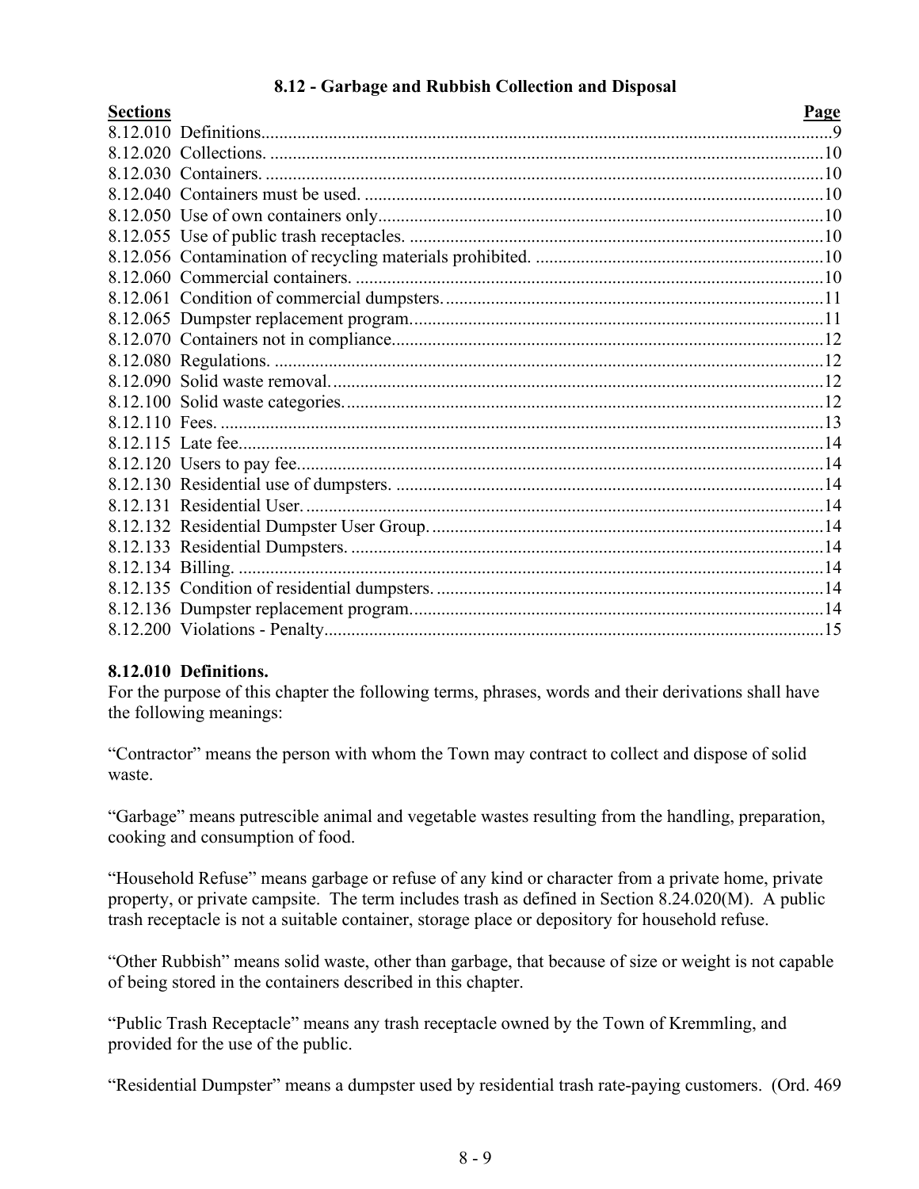## 8.12 - Garbage and Rubbish Collection and Disposal

| Sections | Page |
| --- | --- |
| 8.12.010 Definitions | 9 |
| 8.12.020 Collections. | 10 |
| 8.12.030 Containers. | 10 |
| 8.12.040 Containers must be used. | 10 |
| 8.12.050 Use of own containers only | 10 |
| 8.12.055 Use of public trash receptacles. | 10 |
| 8.12.056 Contamination of recycling materials prohibited. | 10 |
| 8.12.060 Commercial containers. | 10 |
| 8.12.061 Condition of commercial dumpsters. | 11 |
| 8.12.065 Dumpster replacement program. | 11 |
| 8.12.070 Containers not in compliance. | 12 |
| 8.12.080 Regulations. | 12 |
| 8.12.090 Solid waste removal. | 12 |
| 8.12.100 Solid waste categories. | 12 |
| 8.12.110 Fees. | 13 |
| 8.12.115 Late fee. | 14 |
| 8.12.120 Users to pay fee. | 14 |
| 8.12.130 Residential use of dumpsters. | 14 |
| 8.12.131 Residential User. | 14 |
| 8.12.132 Residential Dumpster User Group. | 14 |
| 8.12.133 Residential Dumpsters. | 14 |
| 8.12.134 Billing. | 14 |
| 8.12.135 Condition of residential dumpsters. | 14 |
| 8.12.136 Dumpster replacement program. | 14 |
| 8.12.200 Violations - Penalty | 15 |

### 8.12.010 Definitions.

For the purpose of this chapter the following terms, phrases, words and their derivations shall have the following meanings:

"Contractor" means the person with whom the Town may contract to collect and dispose of solid waste.

"Garbage" means putrescible animal and vegetable wastes resulting from the handling, preparation, cooking and consumption of food.

"Household Refuse" means garbage or refuse of any kind or character from a private home, private property, or private campsite. The term includes trash as defined in Section 8.24.020(M). A public trash receptacle is not a suitable container, storage place or depository for household refuse.

"Other Rubbish" means solid waste, other than garbage, that because of size or weight is not capable of being stored in the containers described in this chapter.

"Public Trash Receptacle" means any trash receptacle owned by the Town of Kremmling, and provided for the use of the public.

"Residential Dumpster" means a dumpster used by residential trash rate-paying customers. (Ord. 469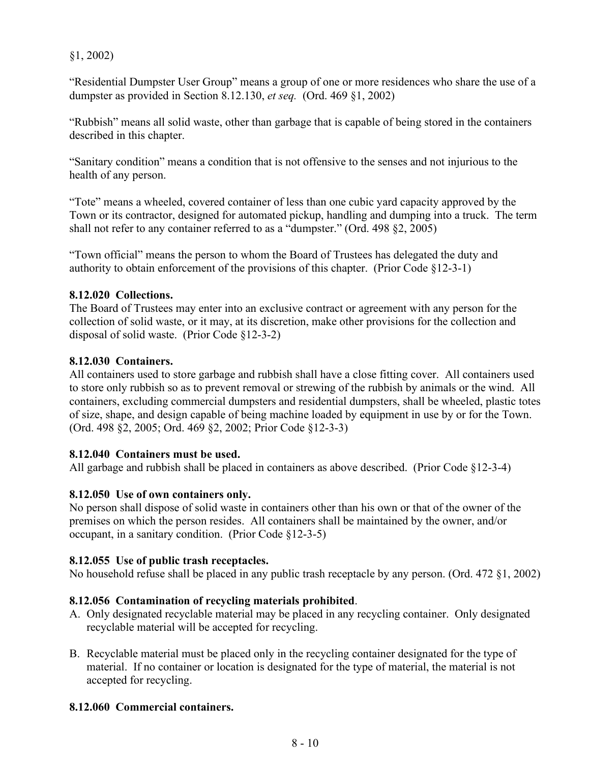§1, 2002)

"Residential Dumpster User Group" means a group of one or more residences who share the use of a dumpster as provided in Section 8.12.130, *et seq.* (Ord. 469 §1, 2002)

"Rubbish" means all solid waste, other than garbage that is capable of being stored in the containers described in this chapter.

"Sanitary condition" means a condition that is not offensive to the senses and not injurious to the health of any person.

"Tote" means a wheeled, covered container of less than one cubic yard capacity approved by the Town or its contractor, designed for automated pickup, handling and dumping into a truck. The term shall not refer to any container referred to as a "dumpster." (Ord. 498 §2, 2005)

"Town official" means the person to whom the Board of Trustees has delegated the duty and authority to obtain enforcement of the provisions of this chapter. (Prior Code §12-3-1)

**8.12.020 Collections.**
The Board of Trustees may enter into an exclusive contract or agreement with any person for the collection of solid waste, or it may, at its discretion, make other provisions for the collection and disposal of solid waste. (Prior Code §12-3-2)

**8.12.030 Containers.**
All containers used to store garbage and rubbish shall have a close fitting cover. All containers used to store only rubbish so as to prevent removal or strewing of the rubbish by animals or the wind. All containers, excluding commercial dumpsters and residential dumpsters, shall be wheeled, plastic totes of size, shape, and design capable of being machine loaded by equipment in use by or for the Town. (Ord. 498 §2, 2005; Ord. 469 §2, 2002; Prior Code §12-3-3)

**8.12.040 Containers must be used.**
All garbage and rubbish shall be placed in containers as above described. (Prior Code §12-3-4)

**8.12.050 Use of own containers only.**
No person shall dispose of solid waste in containers other than his own or that of the owner of the premises on which the person resides. All containers shall be maintained by the owner, and/or occupant, in a sanitary condition. (Prior Code §12-3-5)

**8.12.055 Use of public trash receptacles.**
No household refuse shall be placed in any public trash receptacle by any person. (Ord. 472 §1, 2002)

**8.12.056 Contamination of recycling materials prohibited**.

A. Only designated recyclable material may be placed in any recycling container. Only designated recyclable material will be accepted for recycling.

B. Recyclable material must be placed only in the recycling container designated for the type of material. If no container or location is designated for the type of material, the material is not accepted for recycling.

**8.12.060 Commercial containers.**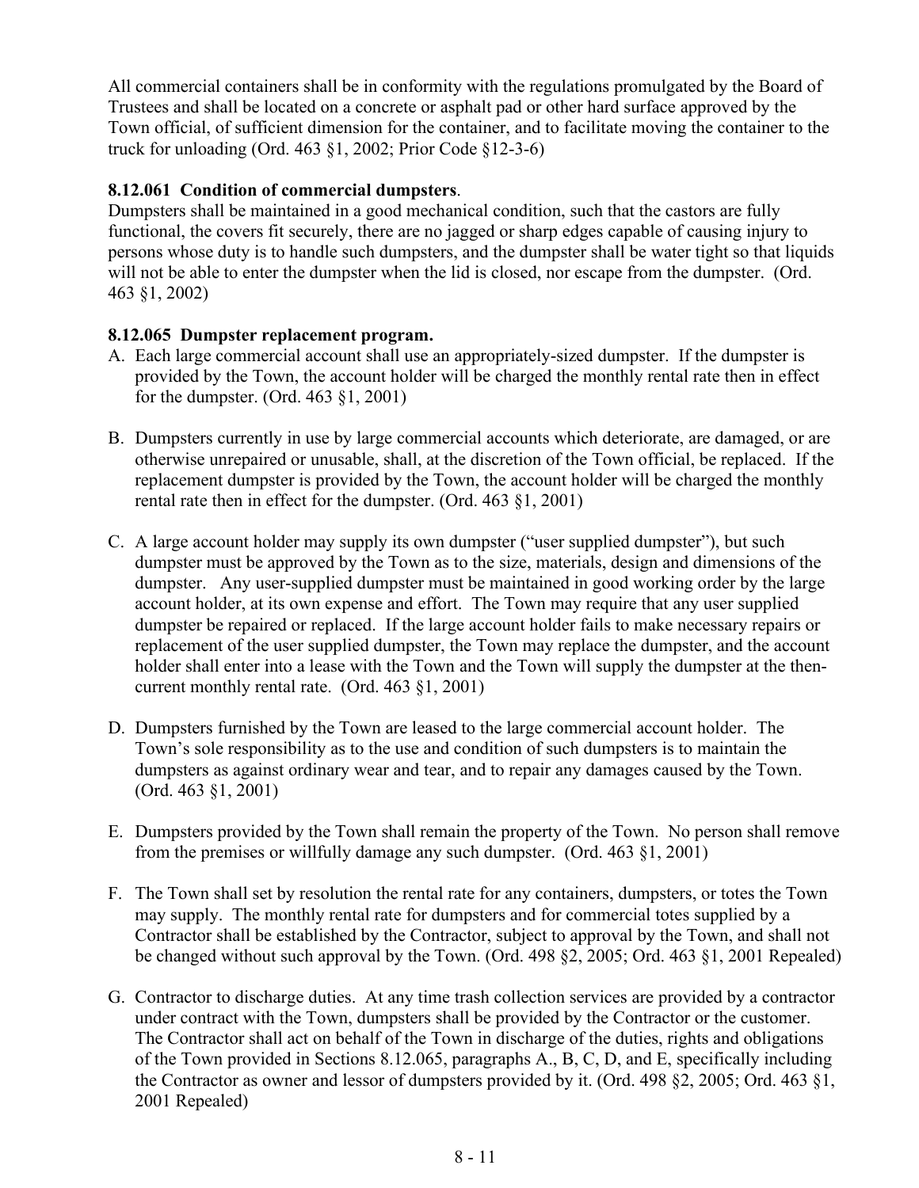All commercial containers shall be in conformity with the regulations promulgated by the Board of Trustees and shall be located on a concrete or asphalt pad or other hard surface approved by the Town official, of sufficient dimension for the container, and to facilitate moving the container to the truck for unloading (Ord. 463 §1, 2002; Prior Code §12-3-6)

**8.12.061 Condition of commercial dumpsters**.

Dumpsters shall be maintained in a good mechanical condition, such that the castors are fully functional, the covers fit securely, there are no jagged or sharp edges capable of causing injury to persons whose duty is to handle such dumpsters, and the dumpster shall be water tight so that liquids will not be able to enter the dumpster when the lid is closed, nor escape from the dumpster. (Ord. 463 §1, 2002)

**8.12.065 Dumpster replacement program.**

A. Each large commercial account shall use an appropriately-sized dumpster. If the dumpster is provided by the Town, the account holder will be charged the monthly rental rate then in effect for the dumpster. (Ord. 463 §1, 2001)

B. Dumpsters currently in use by large commercial accounts which deteriorate, are damaged, or are otherwise unrepaired or unusable, shall, at the discretion of the Town official, be replaced. If the replacement dumpster is provided by the Town, the account holder will be charged the monthly rental rate then in effect for the dumpster. (Ord. 463 §1, 2001)

C. A large account holder may supply its own dumpster ("user supplied dumpster"), but such dumpster must be approved by the Town as to the size, materials, design and dimensions of the dumpster. Any user-supplied dumpster must be maintained in good working order by the large account holder, at its own expense and effort. The Town may require that any user supplied dumpster be repaired or replaced. If the large account holder fails to make necessary repairs or replacement of the user supplied dumpster, the Town may replace the dumpster, and the account holder shall enter into a lease with the Town and the Town will supply the dumpster at the then-current monthly rental rate. (Ord. 463 §1, 2001)

D. Dumpsters furnished by the Town are leased to the large commercial account holder. The Town's sole responsibility as to the use and condition of such dumpsters is to maintain the dumpsters as against ordinary wear and tear, and to repair any damages caused by the Town. (Ord. 463 §1, 2001)

E. Dumpsters provided by the Town shall remain the property of the Town. No person shall remove from the premises or willfully damage any such dumpster. (Ord. 463 §1, 2001)

F. The Town shall set by resolution the rental rate for any containers, dumpsters, or totes the Town may supply. The monthly rental rate for dumpsters and for commercial totes supplied by a Contractor shall be established by the Contractor, subject to approval by the Town, and shall not be changed without such approval by the Town. (Ord. 498 §2, 2005; Ord. 463 §1, 2001 Repealed)

G. Contractor to discharge duties. At any time trash collection services are provided by a contractor under contract with the Town, dumpsters shall be provided by the Contractor or the customer. The Contractor shall act on behalf of the Town in discharge of the duties, rights and obligations of the Town provided in Sections 8.12.065, paragraphs A., B, C, D, and E, specifically including the Contractor as owner and lessor of dumpsters provided by it. (Ord. 498 §2, 2005; Ord. 463 §1, 2001 Repealed)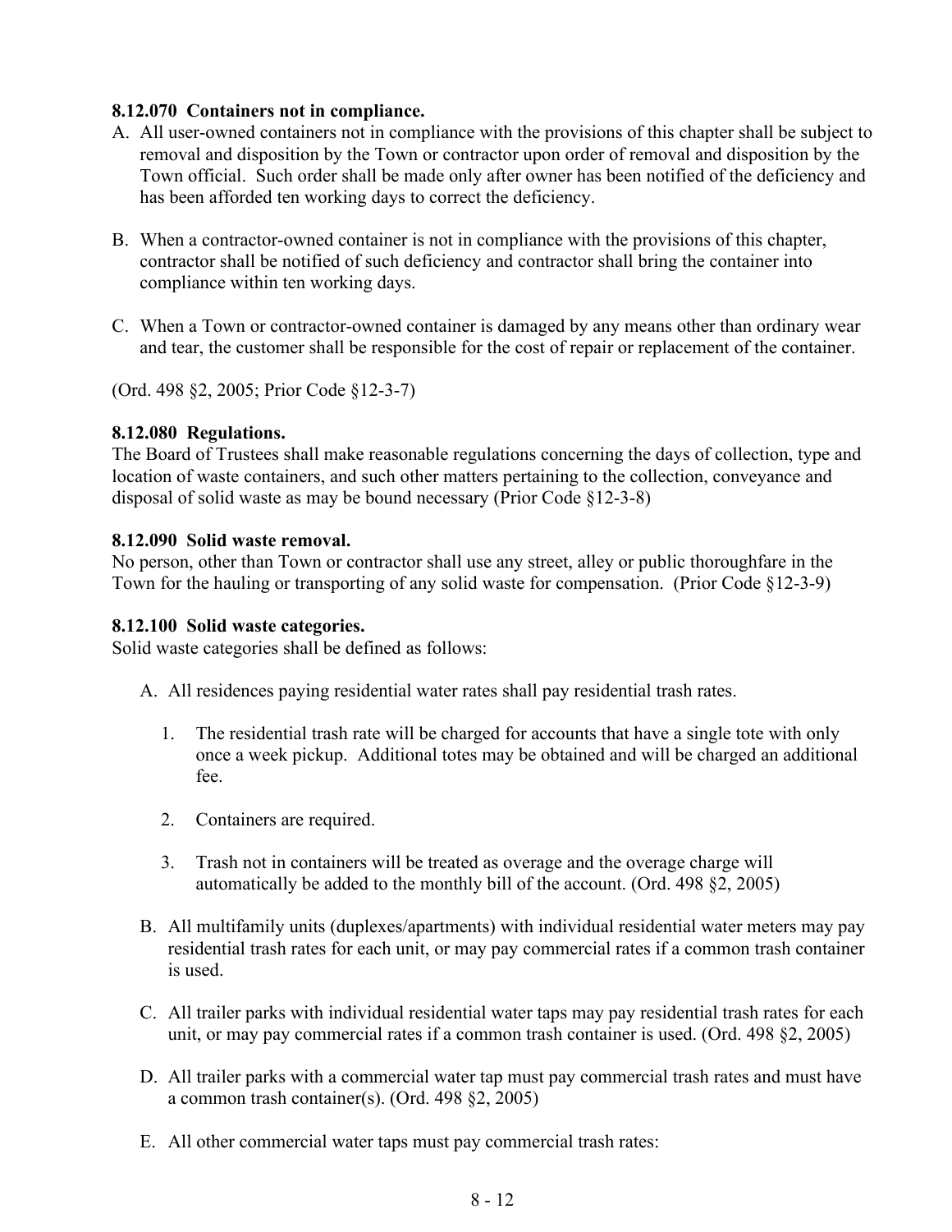**8.12.070 Containers not in compliance.**

A. All user-owned containers not in compliance with the provisions of this chapter shall be subject to removal and disposition by the Town or contractor upon order of removal and disposition by the Town official. Such order shall be made only after owner has been notified of the deficiency and has been afforded ten working days to correct the deficiency.

B. When a contractor-owned container is not in compliance with the provisions of this chapter, contractor shall be notified of such deficiency and contractor shall bring the container into compliance within ten working days.

C. When a Town or contractor-owned container is damaged by any means other than ordinary wear and tear, the customer shall be responsible for the cost of repair or replacement of the container.

(Ord. 498 §2, 2005; Prior Code §12-3-7)

**8.12.080 Regulations.**

The Board of Trustees shall make reasonable regulations concerning the days of collection, type and location of waste containers, and such other matters pertaining to the collection, conveyance and disposal of solid waste as may be bound necessary (Prior Code §12-3-8)

**8.12.090 Solid waste removal.**

No person, other than Town or contractor shall use any street, alley or public thoroughfare in the Town for the hauling or transporting of any solid waste for compensation. (Prior Code §12-3-9)

**8.12.100 Solid waste categories.**

Solid waste categories shall be defined as follows:

A. All residences paying residential water rates shall pay residential trash rates.

1. The residential trash rate will be charged for accounts that have a single tote with only once a week pickup. Additional totes may be obtained and will be charged an additional fee.

2. Containers are required.

3. Trash not in containers will be treated as overage and the overage charge will automatically be added to the monthly bill of the account. (Ord. 498 §2, 2005)

B. All multifamily units (duplexes/apartments) with individual residential water meters may pay residential trash rates for each unit, or may pay commercial rates if a common trash container is used.

C. All trailer parks with individual residential water taps may pay residential trash rates for each unit, or may pay commercial rates if a common trash container is used. (Ord. 498 §2, 2005)

D. All trailer parks with a commercial water tap must pay commercial trash rates and must have a common trash container(s). (Ord. 498 §2, 2005)

E. All other commercial water taps must pay commercial trash rates: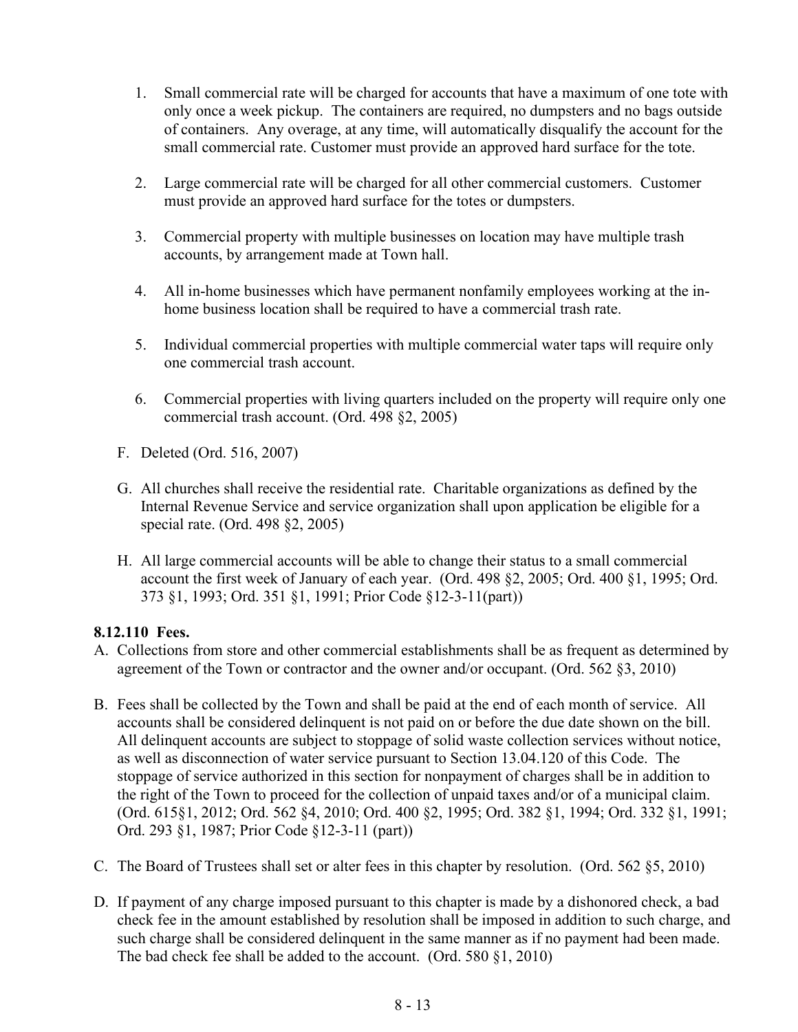1. Small commercial rate will be charged for accounts that have a maximum of one tote with only once a week pickup. The containers are required, no dumpsters and no bags outside of containers. Any overage, at any time, will automatically disqualify the account for the small commercial rate. Customer must provide an approved hard surface for the tote.

2. Large commercial rate will be charged for all other commercial customers. Customer must provide an approved hard surface for the totes or dumpsters.

3. Commercial property with multiple businesses on location may have multiple trash accounts, by arrangement made at Town hall.

4. All in-home businesses which have permanent nonfamily employees working at the in-home business location shall be required to have a commercial trash rate.

5. Individual commercial properties with multiple commercial water taps will require only one commercial trash account.

6. Commercial properties with living quarters included on the property will require only one commercial trash account. (Ord. 498 §2, 2005)

F. Deleted (Ord. 516, 2007)

G. All churches shall receive the residential rate. Charitable organizations as defined by the Internal Revenue Service and service organization shall upon application be eligible for a special rate. (Ord. 498 §2, 2005)

H. All large commercial accounts will be able to change their status to a small commercial account the first week of January of each year. (Ord. 498 §2, 2005; Ord. 400 §1, 1995; Ord. 373 §1, 1993; Ord. 351 §1, 1991; Prior Code §12-3-11(part))

**8.12.110 Fees.**

A. Collections from store and other commercial establishments shall be as frequent as determined by agreement of the Town or contractor and the owner and/or occupant. (Ord. 562 §3, 2010)

B. Fees shall be collected by the Town and shall be paid at the end of each month of service. All accounts shall be considered delinquent is not paid on or before the due date shown on the bill. All delinquent accounts are subject to stoppage of solid waste collection services without notice, as well as disconnection of water service pursuant to Section 13.04.120 of this Code. The stoppage of service authorized in this section for nonpayment of charges shall be in addition to the right of the Town to proceed for the collection of unpaid taxes and/or of a municipal claim. (Ord. 615§1, 2012; Ord. 562 §4, 2010; Ord. 400 §2, 1995; Ord. 382 §1, 1994; Ord. 332 §1, 1991; Ord. 293 §1, 1987; Prior Code §12-3-11 (part))

C. The Board of Trustees shall set or alter fees in this chapter by resolution. (Ord. 562 §5, 2010)

D. If payment of any charge imposed pursuant to this chapter is made by a dishonored check, a bad check fee in the amount established by resolution shall be imposed in addition to such charge, and such charge shall be considered delinquent in the same manner as if no payment had been made. The bad check fee shall be added to the account. (Ord. 580 §1, 2010)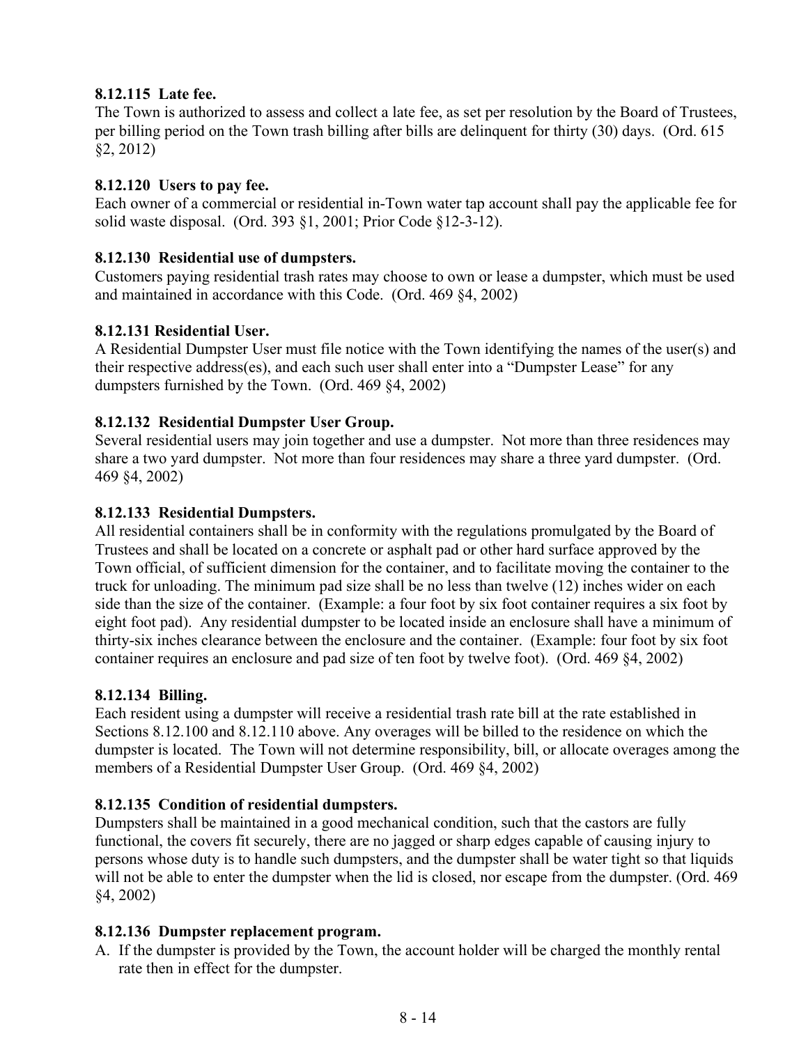**8.12.115 Late fee.**
The Town is authorized to assess and collect a late fee, as set per resolution by the Board of Trustees, per billing period on the Town trash billing after bills are delinquent for thirty (30) days. (Ord. 615 §2, 2012)

**8.12.120 Users to pay fee.**
Each owner of a commercial or residential in-Town water tap account shall pay the applicable fee for solid waste disposal. (Ord. 393 §1, 2001; Prior Code §12-3-12).

**8.12.130 Residential use of dumpsters.**
Customers paying residential trash rates may choose to own or lease a dumpster, which must be used and maintained in accordance with this Code. (Ord. 469 §4, 2002)

**8.12.131 Residential User.**
A Residential Dumpster User must file notice with the Town identifying the names of the user(s) and their respective address(es), and each such user shall enter into a "Dumpster Lease" for any dumpsters furnished by the Town. (Ord. 469 §4, 2002)

**8.12.132 Residential Dumpster User Group.**
Several residential users may join together and use a dumpster. Not more than three residences may share a two yard dumpster. Not more than four residences may share a three yard dumpster. (Ord. 469 §4, 2002)

**8.12.133 Residential Dumpsters.**
All residential containers shall be in conformity with the regulations promulgated by the Board of Trustees and shall be located on a concrete or asphalt pad or other hard surface approved by the Town official, of sufficient dimension for the container, and to facilitate moving the container to the truck for unloading. The minimum pad size shall be no less than twelve (12) inches wider on each side than the size of the container. (Example: a four foot by six foot container requires a six foot by eight foot pad). Any residential dumpster to be located inside an enclosure shall have a minimum of thirty-six inches clearance between the enclosure and the container. (Example: four foot by six foot container requires an enclosure and pad size of ten foot by twelve foot). (Ord. 469 §4, 2002)

**8.12.134 Billing.**
Each resident using a dumpster will receive a residential trash rate bill at the rate established in Sections 8.12.100 and 8.12.110 above. Any overages will be billed to the residence on which the dumpster is located. The Town will not determine responsibility, bill, or allocate overages among the members of a Residential Dumpster User Group. (Ord. 469 §4, 2002)

**8.12.135 Condition of residential dumpsters.**
Dumpsters shall be maintained in a good mechanical condition, such that the castors are fully functional, the covers fit securely, there are no jagged or sharp edges capable of causing injury to persons whose duty is to handle such dumpsters, and the dumpster shall be water tight so that liquids will not be able to enter the dumpster when the lid is closed, nor escape from the dumpster. (Ord. 469 §4, 2002)

**8.12.136 Dumpster replacement program.**

A. If the dumpster is provided by the Town, the account holder will be charged the monthly rental rate then in effect for the dumpster.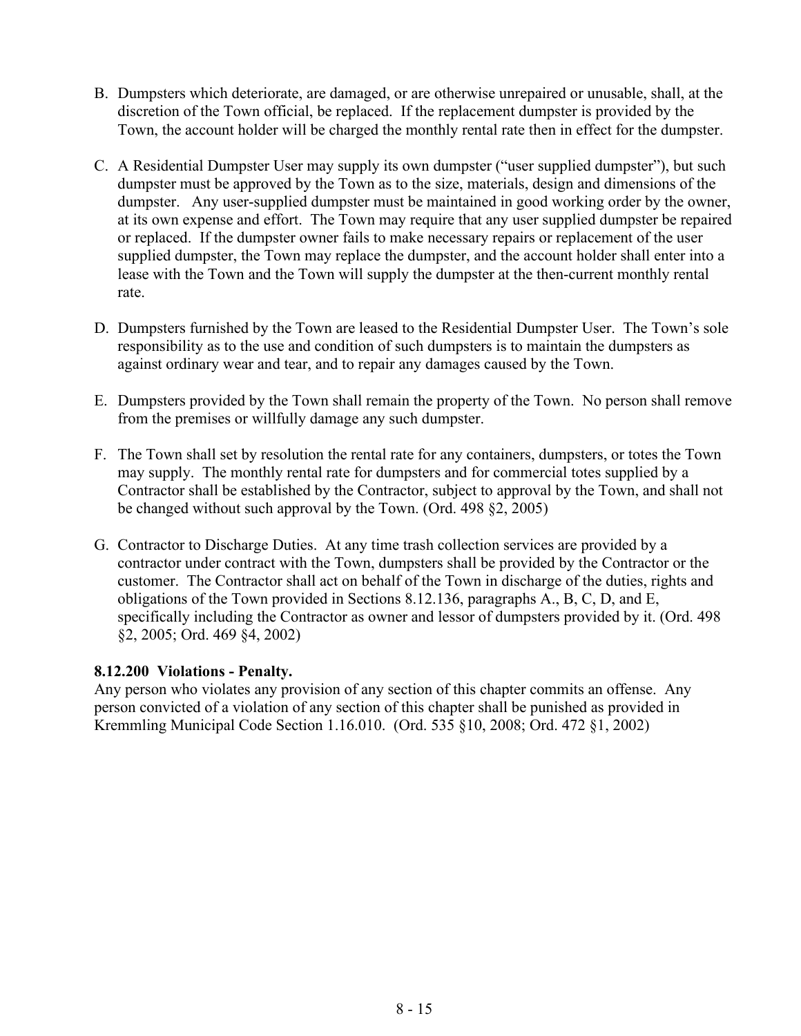B. Dumpsters which deteriorate, are damaged, or are otherwise unrepaired or unusable, shall, at the discretion of the Town official, be replaced. If the replacement dumpster is provided by the Town, the account holder will be charged the monthly rental rate then in effect for the dumpster.

C. A Residential Dumpster User may supply its own dumpster ("user supplied dumpster"), but such dumpster must be approved by the Town as to the size, materials, design and dimensions of the dumpster. Any user-supplied dumpster must be maintained in good working order by the owner, at its own expense and effort. The Town may require that any user supplied dumpster be repaired or replaced. If the dumpster owner fails to make necessary repairs or replacement of the user supplied dumpster, the Town may replace the dumpster, and the account holder shall enter into a lease with the Town and the Town will supply the dumpster at the then-current monthly rental rate.

D. Dumpsters furnished by the Town are leased to the Residential Dumpster User. The Town's sole responsibility as to the use and condition of such dumpsters is to maintain the dumpsters as against ordinary wear and tear, and to repair any damages caused by the Town.

E. Dumpsters provided by the Town shall remain the property of the Town. No person shall remove from the premises or willfully damage any such dumpster.

F. The Town shall set by resolution the rental rate for any containers, dumpsters, or totes the Town may supply. The monthly rental rate for dumpsters and for commercial totes supplied by a Contractor shall be established by the Contractor, subject to approval by the Town, and shall not be changed without such approval by the Town. (Ord. 498 §2, 2005)

G. Contractor to Discharge Duties. At any time trash collection services are provided by a contractor under contract with the Town, dumpsters shall be provided by the Contractor or the customer. The Contractor shall act on behalf of the Town in discharge of the duties, rights and obligations of the Town provided in Sections 8.12.136, paragraphs A., B, C, D, and E, specifically including the Contractor as owner and lessor of dumpsters provided by it. (Ord. 498 §2, 2005; Ord. 469 §4, 2002)

**8.12.200 Violations - Penalty.**

Any person who violates any provision of any section of this chapter commits an offense. Any person convicted of a violation of any section of this chapter shall be punished as provided in Kremmling Municipal Code Section 1.16.010. (Ord. 535 §10, 2008; Ord. 472 §1, 2002)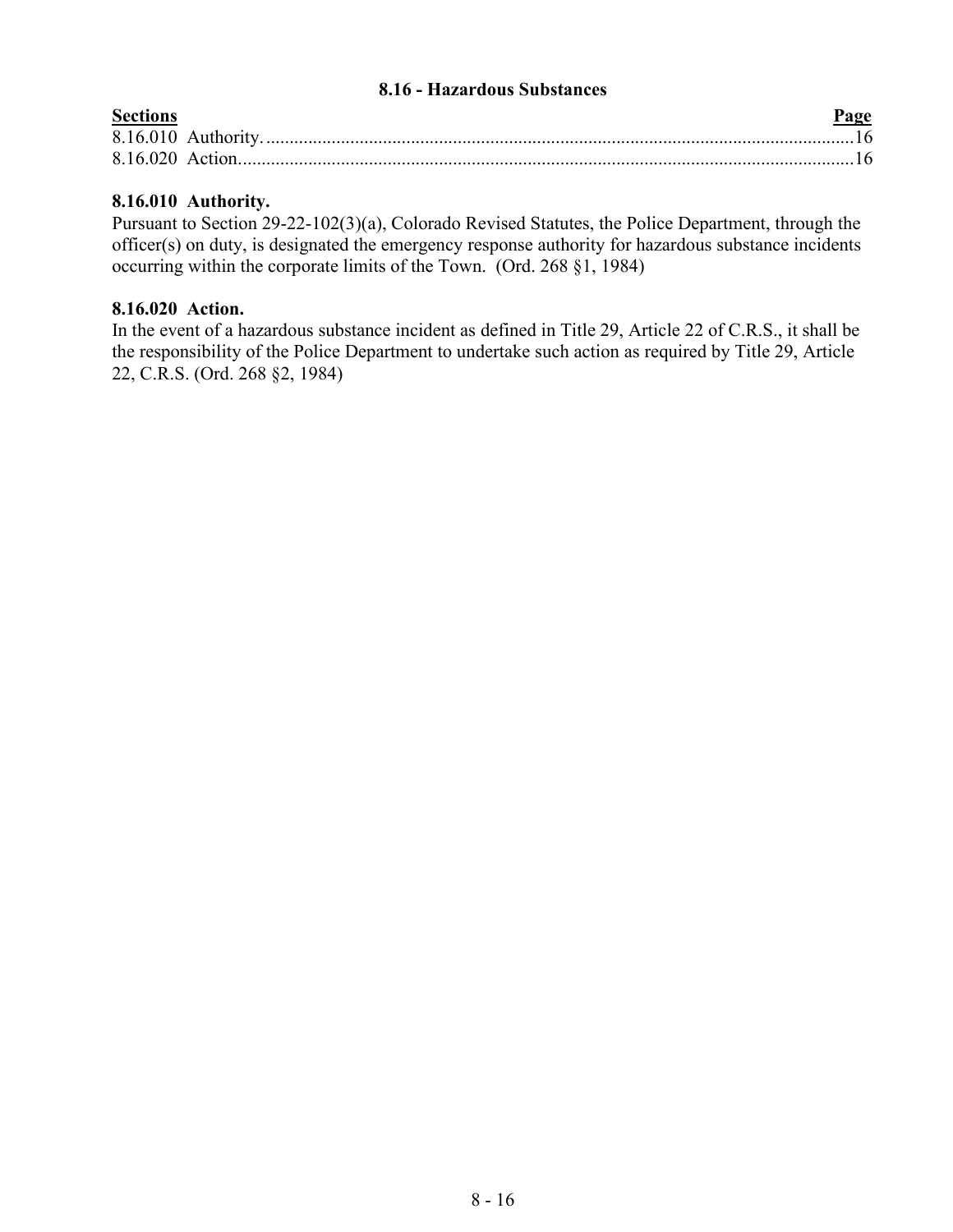## 8.16 - Hazardous Substances

| Sections | Page |
|---|---|
| 8.16.010 Authority. | 16 |
| 8.16.020 Action. | 16 |

### 8.16.010 Authority.

Pursuant to Section 29-22-102(3)(a), Colorado Revised Statutes, the Police Department, through the officer(s) on duty, is designated the emergency response authority for hazardous substance incidents occurring within the corporate limits of the Town. (Ord. 268 §1, 1984)

### 8.16.020 Action.

In the event of a hazardous substance incident as defined in Title 29, Article 22 of C.R.S., it shall be the responsibility of the Police Department to undertake such action as required by Title 29, Article 22, C.R.S. (Ord. 268 §2, 1984)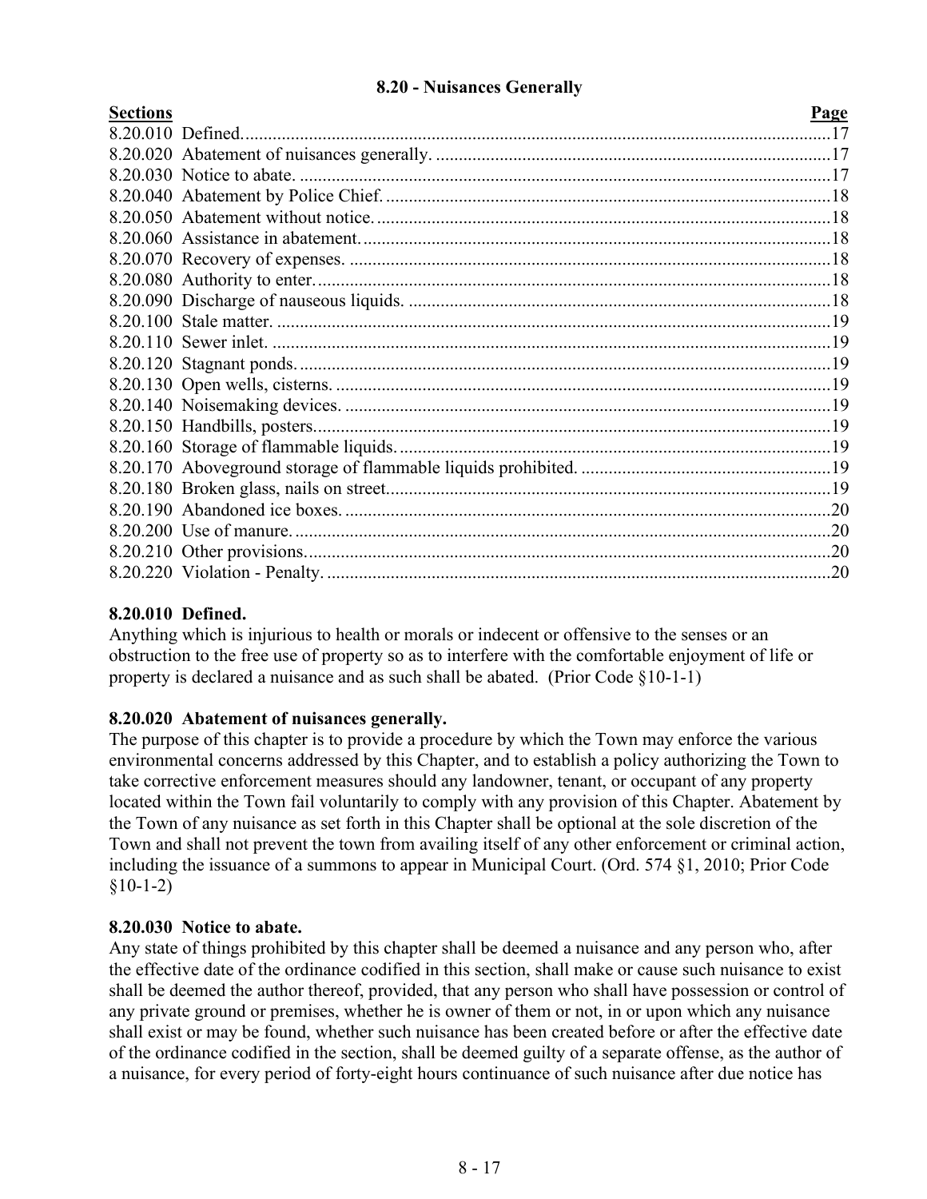## 8.20 - Nuisances Generally

| Sections | Page |
|---|---|
| 8.20.010 Defined. | 17 |
| 8.20.020 Abatement of nuisances generally. | 17 |
| 8.20.030 Notice to abate. | 17 |
| 8.20.040 Abatement by Police Chief. | 18 |
| 8.20.050 Abatement without notice. | 18 |
| 8.20.060 Assistance in abatement. | 18 |
| 8.20.070 Recovery of expenses. | 18 |
| 8.20.080 Authority to enter. | 18 |
| 8.20.090 Discharge of nauseous liquids. | 18 |
| 8.20.100 Stale matter. | 19 |
| 8.20.110 Sewer inlet. | 19 |
| 8.20.120 Stagnant ponds. | 19 |
| 8.20.130 Open wells, cisterns. | 19 |
| 8.20.140 Noisemaking devices. | 19 |
| 8.20.150 Handbills, posters. | 19 |
| 8.20.160 Storage of flammable liquids. | 19 |
| 8.20.170 Aboveground storage of flammable liquids prohibited. | 19 |
| 8.20.180 Broken glass, nails on street. | 19 |
| 8.20.190 Abandoned ice boxes. | 20 |
| 8.20.200 Use of manure. | 20 |
| 8.20.210 Other provisions. | 20 |
| 8.20.220 Violation - Penalty. | 20 |

### 8.20.010 Defined.

Anything which is injurious to health or morals or indecent or offensive to the senses or an obstruction to the free use of property so as to interfere with the comfortable enjoyment of life or property is declared a nuisance and as such shall be abated. (Prior Code §10-1-1)

### 8.20.020 Abatement of nuisances generally.

The purpose of this chapter is to provide a procedure by which the Town may enforce the various environmental concerns addressed by this Chapter, and to establish a policy authorizing the Town to take corrective enforcement measures should any landowner, tenant, or occupant of any property located within the Town fail voluntarily to comply with any provision of this Chapter. Abatement by the Town of any nuisance as set forth in this Chapter shall be optional at the sole discretion of the Town and shall not prevent the town from availing itself of any other enforcement or criminal action, including the issuance of a summons to appear in Municipal Court. (Ord. 574 §1, 2010; Prior Code §10-1-2)

### 8.20.030 Notice to abate.

Any state of things prohibited by this chapter shall be deemed a nuisance and any person who, after the effective date of the ordinance codified in this section, shall make or cause such nuisance to exist shall be deemed the author thereof, provided, that any person who shall have possession or control of any private ground or premises, whether he is owner of them or not, in or upon which any nuisance shall exist or may be found, whether such nuisance has been created before or after the effective date of the ordinance codified in the section, shall be deemed guilty of a separate offense, as the author of a nuisance, for every period of forty-eight hours continuance of such nuisance after due notice has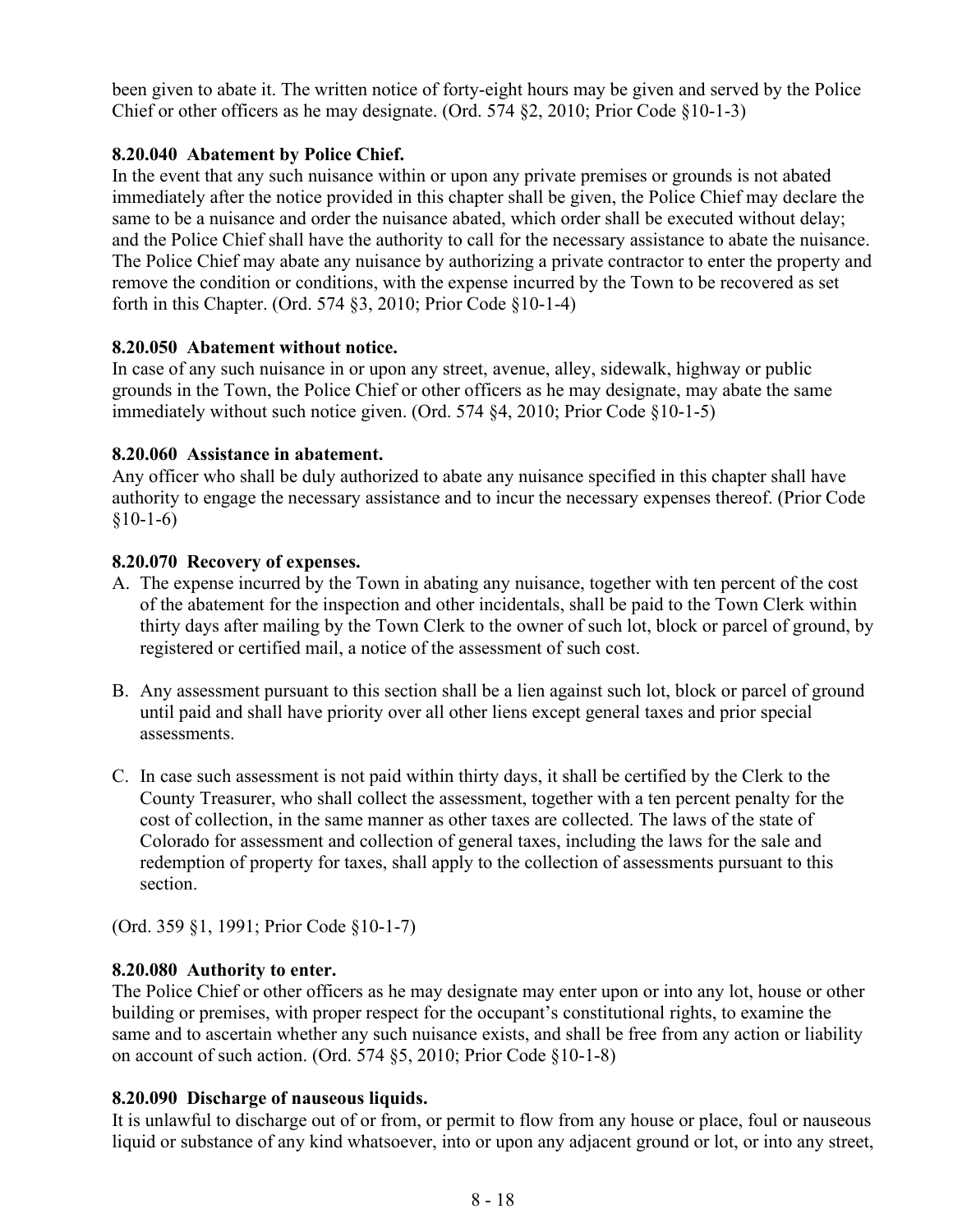been given to abate it. The written notice of forty-eight hours may be given and served by the Police Chief or other officers as he may designate. (Ord. 574 §2, 2010; Prior Code §10-1-3)

**8.20.040 Abatement by Police Chief.**
In the event that any such nuisance within or upon any private premises or grounds is not abated immediately after the notice provided in this chapter shall be given, the Police Chief may declare the same to be a nuisance and order the nuisance abated, which order shall be executed without delay; and the Police Chief shall have the authority to call for the necessary assistance to abate the nuisance. The Police Chief may abate any nuisance by authorizing a private contractor to enter the property and remove the condition or conditions, with the expense incurred by the Town to be recovered as set forth in this Chapter. (Ord. 574 §3, 2010; Prior Code §10-1-4)

**8.20.050 Abatement without notice.**
In case of any such nuisance in or upon any street, avenue, alley, sidewalk, highway or public grounds in the Town, the Police Chief or other officers as he may designate, may abate the same immediately without such notice given. (Ord. 574 §4, 2010; Prior Code §10-1-5)

**8.20.060 Assistance in abatement.**
Any officer who shall be duly authorized to abate any nuisance specified in this chapter shall have authority to engage the necessary assistance and to incur the necessary expenses thereof. (Prior Code §10-1-6)

**8.20.070 Recovery of expenses.**

A. The expense incurred by the Town in abating any nuisance, together with ten percent of the cost of the abatement for the inspection and other incidentals, shall be paid to the Town Clerk within thirty days after mailing by the Town Clerk to the owner of such lot, block or parcel of ground, by registered or certified mail, a notice of the assessment of such cost.

B. Any assessment pursuant to this section shall be a lien against such lot, block or parcel of ground until paid and shall have priority over all other liens except general taxes and prior special assessments.

C. In case such assessment is not paid within thirty days, it shall be certified by the Clerk to the County Treasurer, who shall collect the assessment, together with a ten percent penalty for the cost of collection, in the same manner as other taxes are collected. The laws of the state of Colorado for assessment and collection of general taxes, including the laws for the sale and redemption of property for taxes, shall apply to the collection of assessments pursuant to this section.

(Ord. 359 §1, 1991; Prior Code §10-1-7)

**8.20.080 Authority to enter.**
The Police Chief or other officers as he may designate may enter upon or into any lot, house or other building or premises, with proper respect for the occupant's constitutional rights, to examine the same and to ascertain whether any such nuisance exists, and shall be free from any action or liability on account of such action. (Ord. 574 §5, 2010; Prior Code §10-1-8)

**8.20.090 Discharge of nauseous liquids.**
It is unlawful to discharge out of or from, or permit to flow from any house or place, foul or nauseous liquid or substance of any kind whatsoever, into or upon any adjacent ground or lot, or into any street,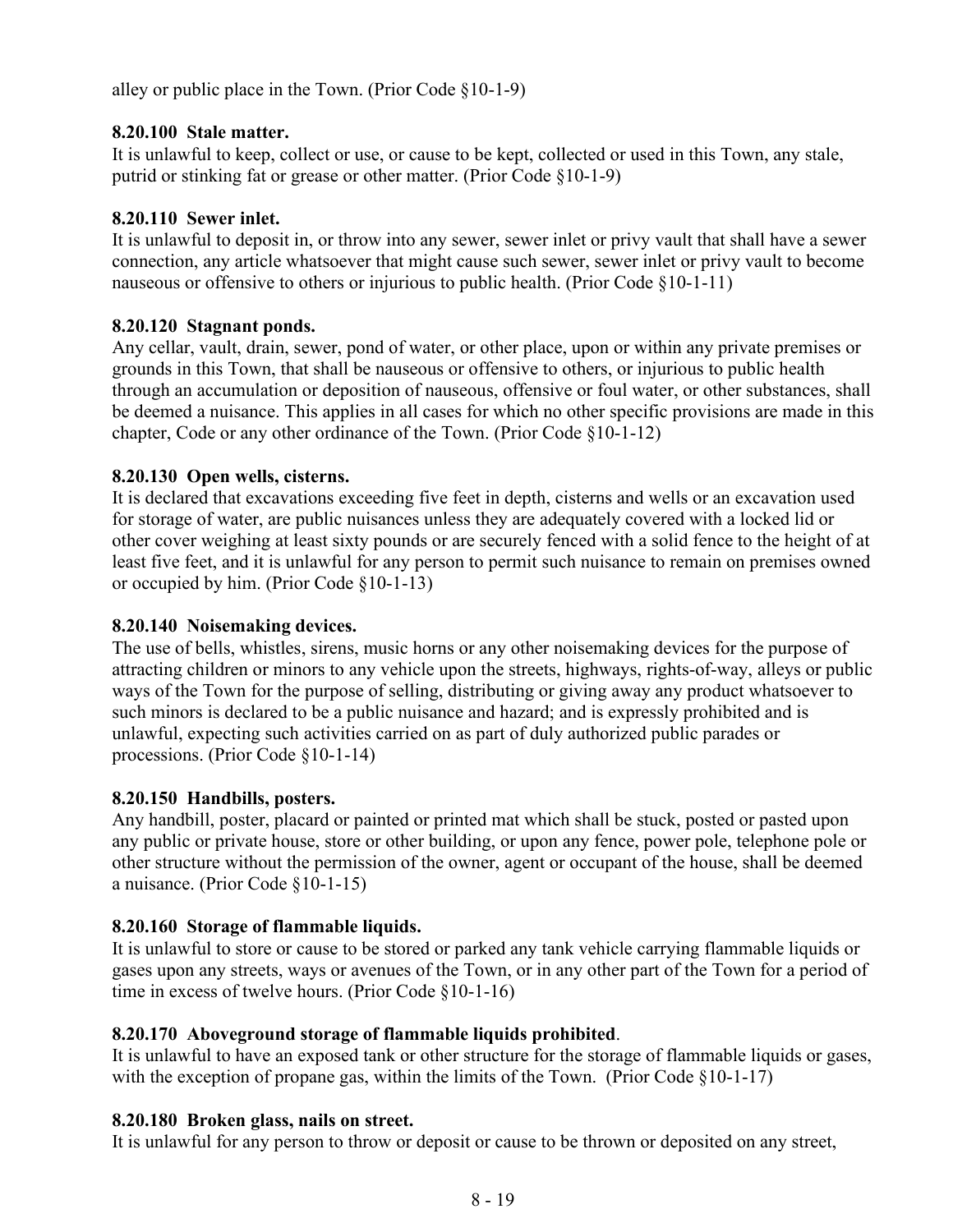alley or public place in the Town. (Prior Code §10-1-9)

**8.20.100 Stale matter.**
It is unlawful to keep, collect or use, or cause to be kept, collected or used in this Town, any stale, putrid or stinking fat or grease or other matter. (Prior Code §10-1-9)

**8.20.110 Sewer inlet.**
It is unlawful to deposit in, or throw into any sewer, sewer inlet or privy vault that shall have a sewer connection, any article whatsoever that might cause such sewer, sewer inlet or privy vault to become nauseous or offensive to others or injurious to public health. (Prior Code §10-1-11)

**8.20.120 Stagnant ponds.**
Any cellar, vault, drain, sewer, pond of water, or other place, upon or within any private premises or grounds in this Town, that shall be nauseous or offensive to others, or injurious to public health through an accumulation or deposition of nauseous, offensive or foul water, or other substances, shall be deemed a nuisance. This applies in all cases for which no other specific provisions are made in this chapter, Code or any other ordinance of the Town. (Prior Code §10-1-12)

**8.20.130 Open wells, cisterns.**
It is declared that excavations exceeding five feet in depth, cisterns and wells or an excavation used for storage of water, are public nuisances unless they are adequately covered with a locked lid or other cover weighing at least sixty pounds or are securely fenced with a solid fence to the height of at least five feet, and it is unlawful for any person to permit such nuisance to remain on premises owned or occupied by him. (Prior Code §10-1-13)

**8.20.140 Noisemaking devices.**
The use of bells, whistles, sirens, music horns or any other noisemaking devices for the purpose of attracting children or minors to any vehicle upon the streets, highways, rights-of-way, alleys or public ways of the Town for the purpose of selling, distributing or giving away any product whatsoever to such minors is declared to be a public nuisance and hazard; and is expressly prohibited and is unlawful, expecting such activities carried on as part of duly authorized public parades or processions. (Prior Code §10-1-14)

**8.20.150 Handbills, posters.**
Any handbill, poster, placard or painted or printed mat which shall be stuck, posted or pasted upon any public or private house, store or other building, or upon any fence, power pole, telephone pole or other structure without the permission of the owner, agent or occupant of the house, shall be deemed a nuisance. (Prior Code §10-1-15)

**8.20.160 Storage of flammable liquids.**
It is unlawful to store or cause to be stored or parked any tank vehicle carrying flammable liquids or gases upon any streets, ways or avenues of the Town, or in any other part of the Town for a period of time in excess of twelve hours. (Prior Code §10-1-16)

**8.20.170 Aboveground storage of flammable liquids prohibited**.
It is unlawful to have an exposed tank or other structure for the storage of flammable liquids or gases, with the exception of propane gas, within the limits of the Town. (Prior Code §10-1-17)

**8.20.180 Broken glass, nails on street.**
It is unlawful for any person to throw or deposit or cause to be thrown or deposited on any street,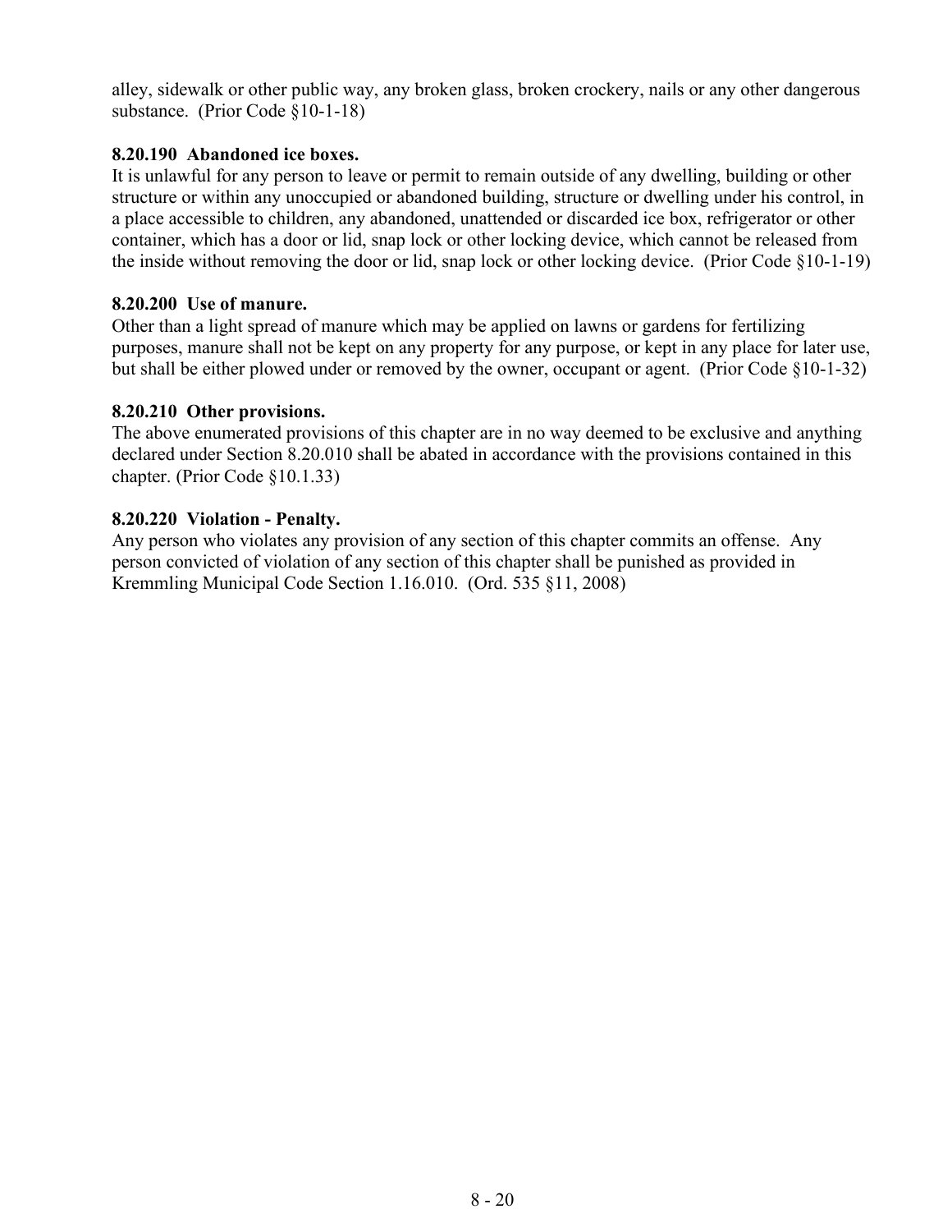alley, sidewalk or other public way, any broken glass, broken crockery, nails or any other dangerous substance. (Prior Code §10-1-18)

**8.20.190 Abandoned ice boxes.**
It is unlawful for any person to leave or permit to remain outside of any dwelling, building or other structure or within any unoccupied or abandoned building, structure or dwelling under his control, in a place accessible to children, any abandoned, unattended or discarded ice box, refrigerator or other container, which has a door or lid, snap lock or other locking device, which cannot be released from the inside without removing the door or lid, snap lock or other locking device. (Prior Code §10-1-19)

**8.20.200 Use of manure.**
Other than a light spread of manure which may be applied on lawns or gardens for fertilizing purposes, manure shall not be kept on any property for any purpose, or kept in any place for later use, but shall be either plowed under or removed by the owner, occupant or agent. (Prior Code §10-1-32)

**8.20.210 Other provisions.**
The above enumerated provisions of this chapter are in no way deemed to be exclusive and anything declared under Section 8.20.010 shall be abated in accordance with the provisions contained in this chapter. (Prior Code §10.1.33)

**8.20.220 Violation - Penalty.**
Any person who violates any provision of any section of this chapter commits an offense. Any person convicted of violation of any section of this chapter shall be punished as provided in Kremmling Municipal Code Section 1.16.010. (Ord. 535 §11, 2008)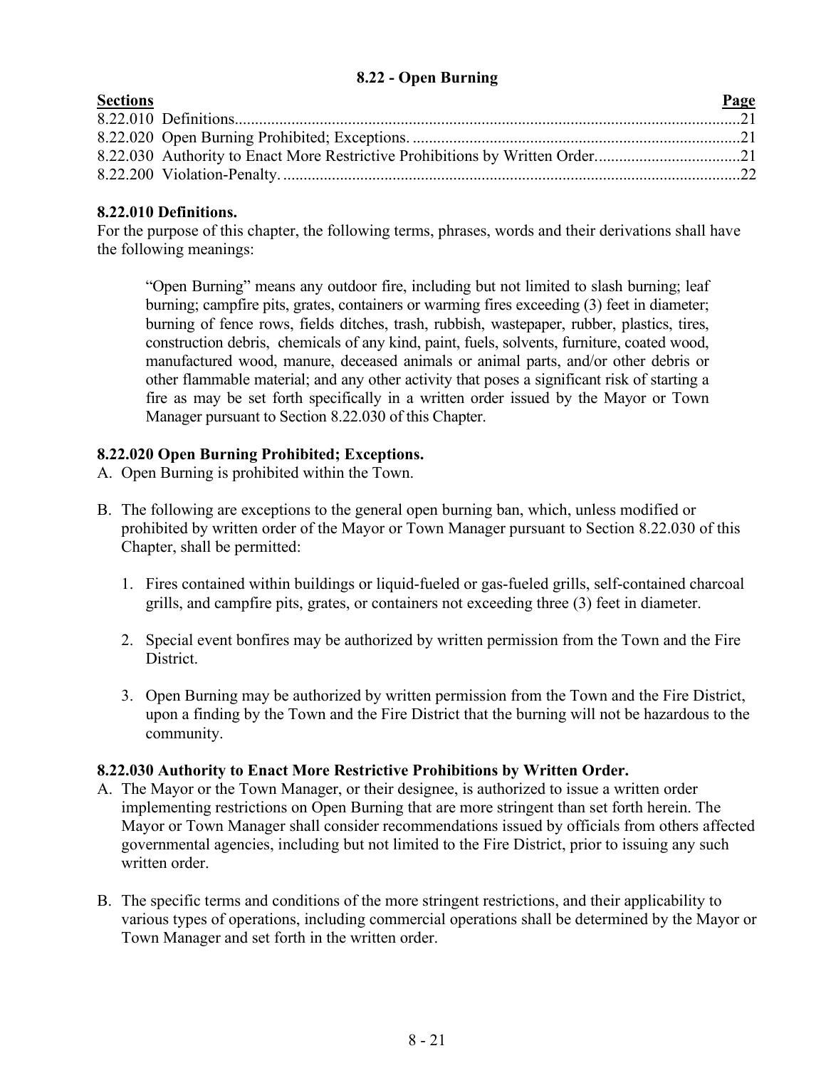## 8.22 - Open Burning

| Sections | Page |
|---|---|
| 8.22.010 Definitions | 21 |
| 8.22.020 Open Burning Prohibited; Exceptions. | 21 |
| 8.22.030 Authority to Enact More Restrictive Prohibitions by Written Order. | 21 |
| 8.22.200 Violation-Penalty. | 22 |

### 8.22.010 Definitions.

For the purpose of this chapter, the following terms, phrases, words and their derivations shall have the following meanings:

> "Open Burning" means any outdoor fire, including but not limited to slash burning; leaf burning; campfire pits, grates, containers or warming fires exceeding (3) feet in diameter; burning of fence rows, fields ditches, trash, rubbish, wastepaper, rubber, plastics, tires, construction debris, chemicals of any kind, paint, fuels, solvents, furniture, coated wood, manufactured wood, manure, deceased animals or animal parts, and/or other debris or other flammable material; and any other activity that poses a significant risk of starting a fire as may be set forth specifically in a written order issued by the Mayor or Town Manager pursuant to Section 8.22.030 of this Chapter.

### 8.22.020 Open Burning Prohibited; Exceptions.

A. Open Burning is prohibited within the Town.

B. The following are exceptions to the general open burning ban, which, unless modified or prohibited by written order of the Mayor or Town Manager pursuant to Section 8.22.030 of this Chapter, shall be permitted:

1. Fires contained within buildings or liquid-fueled or gas-fueled grills, self-contained charcoal grills, and campfire pits, grates, or containers not exceeding three (3) feet in diameter.

2. Special event bonfires may be authorized by written permission from the Town and the Fire District.

3. Open Burning may be authorized by written permission from the Town and the Fire District, upon a finding by the Town and the Fire District that the burning will not be hazardous to the community.

### 8.22.030 Authority to Enact More Restrictive Prohibitions by Written Order.

A. The Mayor or the Town Manager, or their designee, is authorized to issue a written order implementing restrictions on Open Burning that are more stringent than set forth herein. The Mayor or Town Manager shall consider recommendations issued by officials from others affected governmental agencies, including but not limited to the Fire District, prior to issuing any such written order.

B. The specific terms and conditions of the more stringent restrictions, and their applicability to various types of operations, including commercial operations shall be determined by the Mayor or Town Manager and set forth in the written order.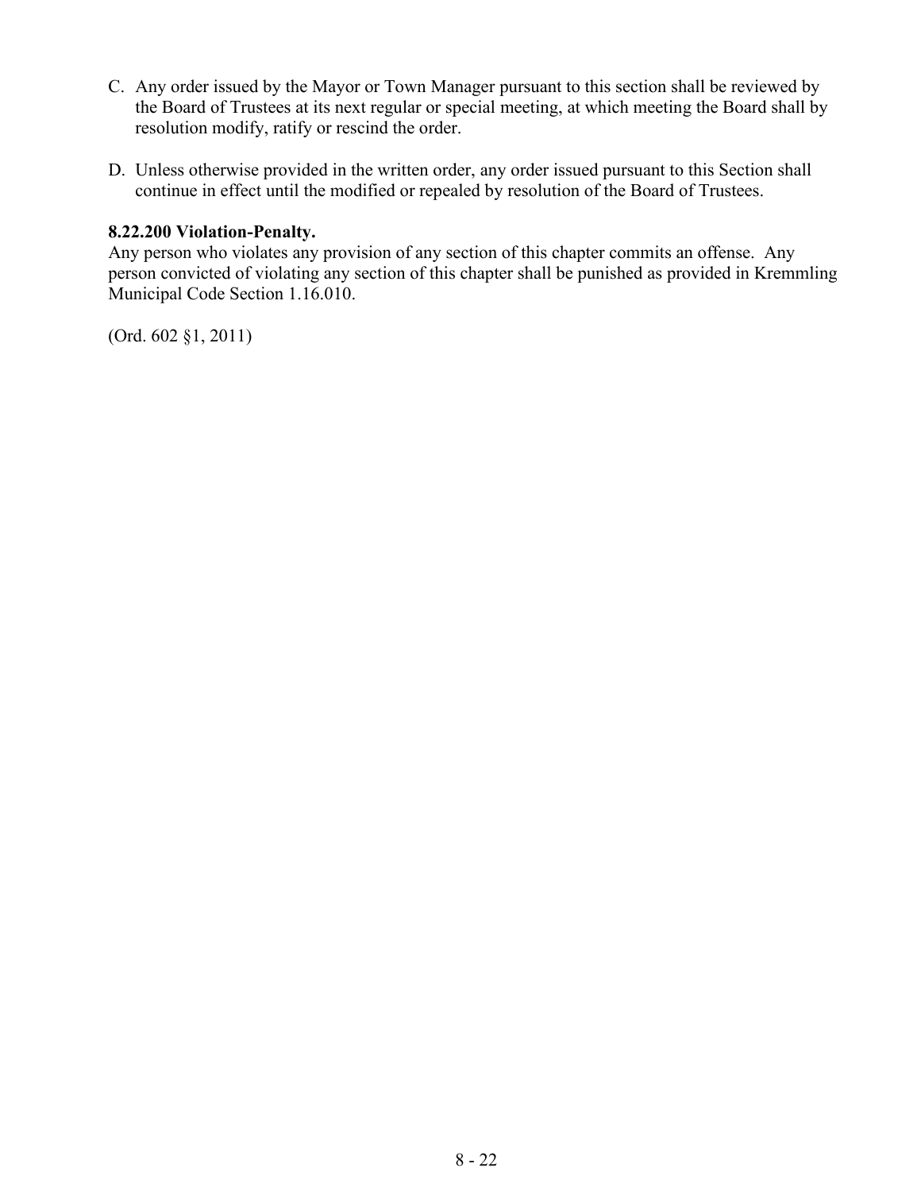C. Any order issued by the Mayor or Town Manager pursuant to this section shall be reviewed by the Board of Trustees at its next regular or special meeting, at which meeting the Board shall by resolution modify, ratify or rescind the order.

D. Unless otherwise provided in the written order, any order issued pursuant to this Section shall continue in effect until the modified or repealed by resolution of the Board of Trustees.

**8.22.200 Violation-Penalty.**

Any person who violates any provision of any section of this chapter commits an offense. Any person convicted of violating any section of this chapter shall be punished as provided in Kremmling Municipal Code Section 1.16.010.

(Ord. 602 §1, 2011)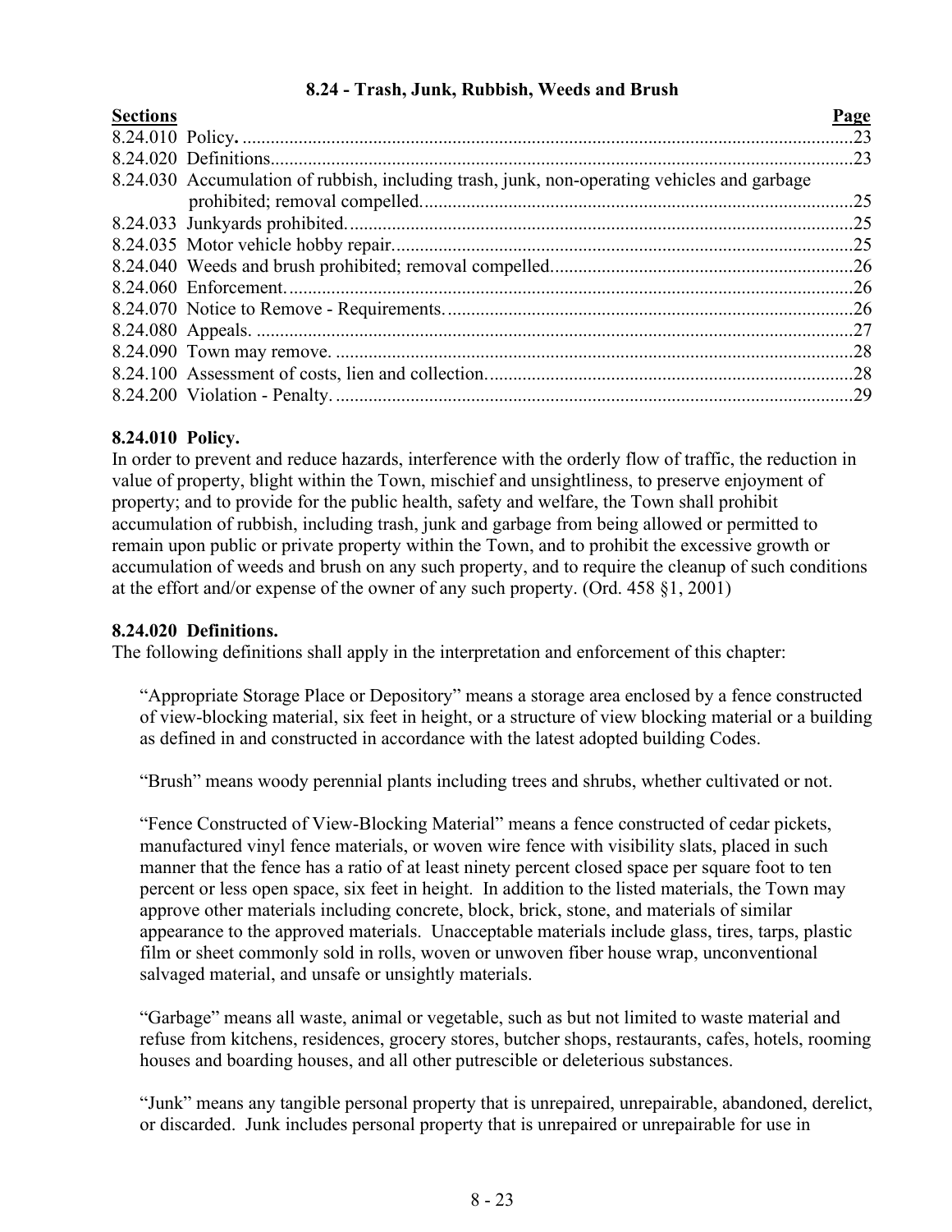## 8.24 - Trash, Junk, Rubbish, Weeds and Brush

| Sections | | Page |
|---|---|---|
| 8.24.010 | Policy. | 23 |
| 8.24.020 | Definitions | 23 |
| 8.24.030 | Accumulation of rubbish, including trash, junk, non-operating vehicles and garbage prohibited; removal compelled. | 25 |
| 8.24.033 | Junkyards prohibited. | 25 |
| 8.24.035 | Motor vehicle hobby repair. | 25 |
| 8.24.040 | Weeds and brush prohibited; removal compelled. | 26 |
| 8.24.060 | Enforcement. | 26 |
| 8.24.070 | Notice to Remove - Requirements. | 26 |
| 8.24.080 | Appeals. | 27 |
| 8.24.090 | Town may remove. | 28 |
| 8.24.100 | Assessment of costs, lien and collection. | 28 |
| 8.24.200 | Violation - Penalty. | 29 |

### 8.24.010 Policy.

In order to prevent and reduce hazards, interference with the orderly flow of traffic, the reduction in value of property, blight within the Town, mischief and unsightliness, to preserve enjoyment of property; and to provide for the public health, safety and welfare, the Town shall prohibit accumulation of rubbish, including trash, junk and garbage from being allowed or permitted to remain upon public or private property within the Town, and to prohibit the excessive growth or accumulation of weeds and brush on any such property, and to require the cleanup of such conditions at the effort and/or expense of the owner of any such property. (Ord. 458 §1, 2001)

### 8.24.020 Definitions.

The following definitions shall apply in the interpretation and enforcement of this chapter:

"Appropriate Storage Place or Depository" means a storage area enclosed by a fence constructed of view-blocking material, six feet in height, or a structure of view blocking material or a building as defined in and constructed in accordance with the latest adopted building Codes.

"Brush" means woody perennial plants including trees and shrubs, whether cultivated or not.

"Fence Constructed of View-Blocking Material" means a fence constructed of cedar pickets, manufactured vinyl fence materials, or woven wire fence with visibility slats, placed in such manner that the fence has a ratio of at least ninety percent closed space per square foot to ten percent or less open space, six feet in height. In addition to the listed materials, the Town may approve other materials including concrete, block, brick, stone, and materials of similar appearance to the approved materials. Unacceptable materials include glass, tires, tarps, plastic film or sheet commonly sold in rolls, woven or unwoven fiber house wrap, unconventional salvaged material, and unsafe or unsightly materials.

"Garbage" means all waste, animal or vegetable, such as but not limited to waste material and refuse from kitchens, residences, grocery stores, butcher shops, restaurants, cafes, hotels, rooming houses and boarding houses, and all other putrescible or deleterious substances.

"Junk" means any tangible personal property that is unrepaired, unrepairable, abandoned, derelict, or discarded. Junk includes personal property that is unrepaired or unrepairable for use in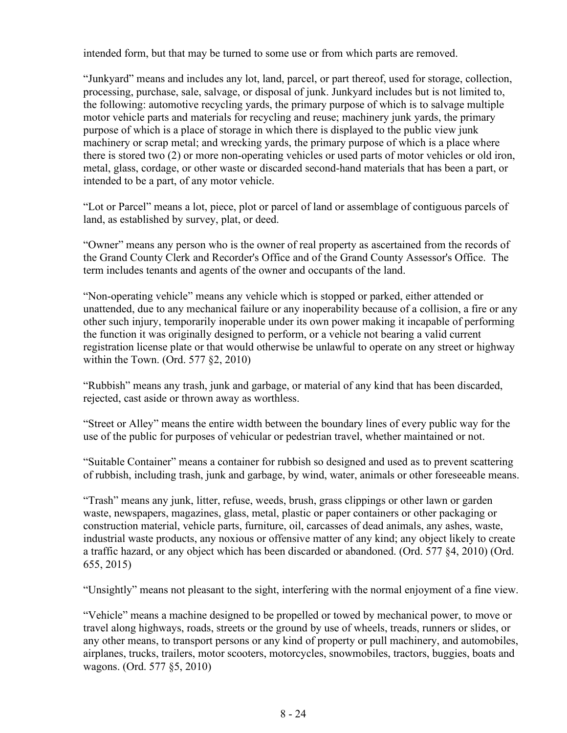intended form, but that may be turned to some use or from which parts are removed.

"Junkyard" means and includes any lot, land, parcel, or part thereof, used for storage, collection, processing, purchase, sale, salvage, or disposal of junk. Junkyard includes but is not limited to, the following: automotive recycling yards, the primary purpose of which is to salvage multiple motor vehicle parts and materials for recycling and reuse; machinery junk yards, the primary purpose of which is a place of storage in which there is displayed to the public view junk machinery or scrap metal; and wrecking yards, the primary purpose of which is a place where there is stored two (2) or more non-operating vehicles or used parts of motor vehicles or old iron, metal, glass, cordage, or other waste or discarded second-hand materials that has been a part, or intended to be a part, of any motor vehicle.

"Lot or Parcel" means a lot, piece, plot or parcel of land or assemblage of contiguous parcels of land, as established by survey, plat, or deed.

"Owner" means any person who is the owner of real property as ascertained from the records of the Grand County Clerk and Recorder's Office and of the Grand County Assessor's Office. The term includes tenants and agents of the owner and occupants of the land.

"Non-operating vehicle" means any vehicle which is stopped or parked, either attended or unattended, due to any mechanical failure or any inoperability because of a collision, a fire or any other such injury, temporarily inoperable under its own power making it incapable of performing the function it was originally designed to perform, or a vehicle not bearing a valid current registration license plate or that would otherwise be unlawful to operate on any street or highway within the Town. (Ord. 577 §2, 2010)

"Rubbish" means any trash, junk and garbage, or material of any kind that has been discarded, rejected, cast aside or thrown away as worthless.

"Street or Alley" means the entire width between the boundary lines of every public way for the use of the public for purposes of vehicular or pedestrian travel, whether maintained or not.

"Suitable Container" means a container for rubbish so designed and used as to prevent scattering of rubbish, including trash, junk and garbage, by wind, water, animals or other foreseeable means.

"Trash" means any junk, litter, refuse, weeds, brush, grass clippings or other lawn or garden waste, newspapers, magazines, glass, metal, plastic or paper containers or other packaging or construction material, vehicle parts, furniture, oil, carcasses of dead animals, any ashes, waste, industrial waste products, any noxious or offensive matter of any kind; any object likely to create a traffic hazard, or any object which has been discarded or abandoned. (Ord. 577 §4, 2010) (Ord. 655, 2015)

"Unsightly" means not pleasant to the sight, interfering with the normal enjoyment of a fine view.

"Vehicle" means a machine designed to be propelled or towed by mechanical power, to move or travel along highways, roads, streets or the ground by use of wheels, treads, runners or slides, or any other means, to transport persons or any kind of property or pull machinery, and automobiles, airplanes, trucks, trailers, motor scooters, motorcycles, snowmobiles, tractors, buggies, boats and wagons. (Ord. 577 §5, 2010)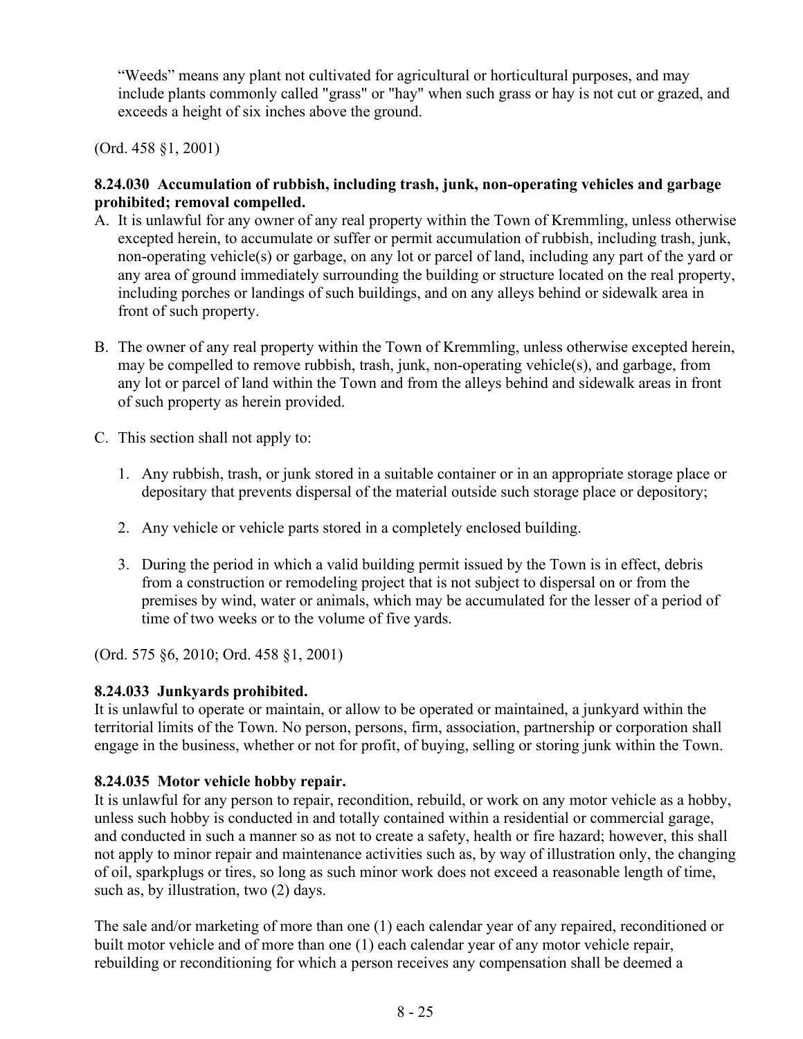"Weeds" means any plant not cultivated for agricultural or horticultural purposes, and may include plants commonly called "grass" or "hay" when such grass or hay is not cut or grazed, and exceeds a height of six inches above the ground.

(Ord. 458 §1, 2001)

**8.24.030 Accumulation of rubbish, including trash, junk, non-operating vehicles and garbage prohibited; removal compelled.**

A. It is unlawful for any owner of any real property within the Town of Kremmling, unless otherwise excepted herein, to accumulate or suffer or permit accumulation of rubbish, including trash, junk, non-operating vehicle(s) or garbage, on any lot or parcel of land, including any part of the yard or any area of ground immediately surrounding the building or structure located on the real property, including porches or landings of such buildings, and on any alleys behind or sidewalk area in front of such property.

B. The owner of any real property within the Town of Kremmling, unless otherwise excepted herein, may be compelled to remove rubbish, trash, junk, non-operating vehicle(s), and garbage, from any lot or parcel of land within the Town and from the alleys behind and sidewalk areas in front of such property as herein provided.

C. This section shall not apply to:

   1. Any rubbish, trash, or junk stored in a suitable container or in an appropriate storage place or depositary that prevents dispersal of the material outside such storage place or depository;

   2. Any vehicle or vehicle parts stored in a completely enclosed building.

   3. During the period in which a valid building permit issued by the Town is in effect, debris from a construction or remodeling project that is not subject to dispersal on or from the premises by wind, water or animals, which may be accumulated for the lesser of a period of time of two weeks or to the volume of five yards.

(Ord. 575 §6, 2010; Ord. 458 §1, 2001)

**8.24.033 Junkyards prohibited.**

It is unlawful to operate or maintain, or allow to be operated or maintained, a junkyard within the territorial limits of the Town. No person, persons, firm, association, partnership or corporation shall engage in the business, whether or not for profit, of buying, selling or storing junk within the Town.

**8.24.035 Motor vehicle hobby repair.**

It is unlawful for any person to repair, recondition, rebuild, or work on any motor vehicle as a hobby, unless such hobby is conducted in and totally contained within a residential or commercial garage, and conducted in such a manner so as not to create a safety, health or fire hazard; however, this shall not apply to minor repair and maintenance activities such as, by way of illustration only, the changing of oil, sparkplugs or tires, so long as such minor work does not exceed a reasonable length of time, such as, by illustration, two (2) days.

The sale and/or marketing of more than one (1) each calendar year of any repaired, reconditioned or built motor vehicle and of more than one (1) each calendar year of any motor vehicle repair, rebuilding or reconditioning for which a person receives any compensation shall be deemed a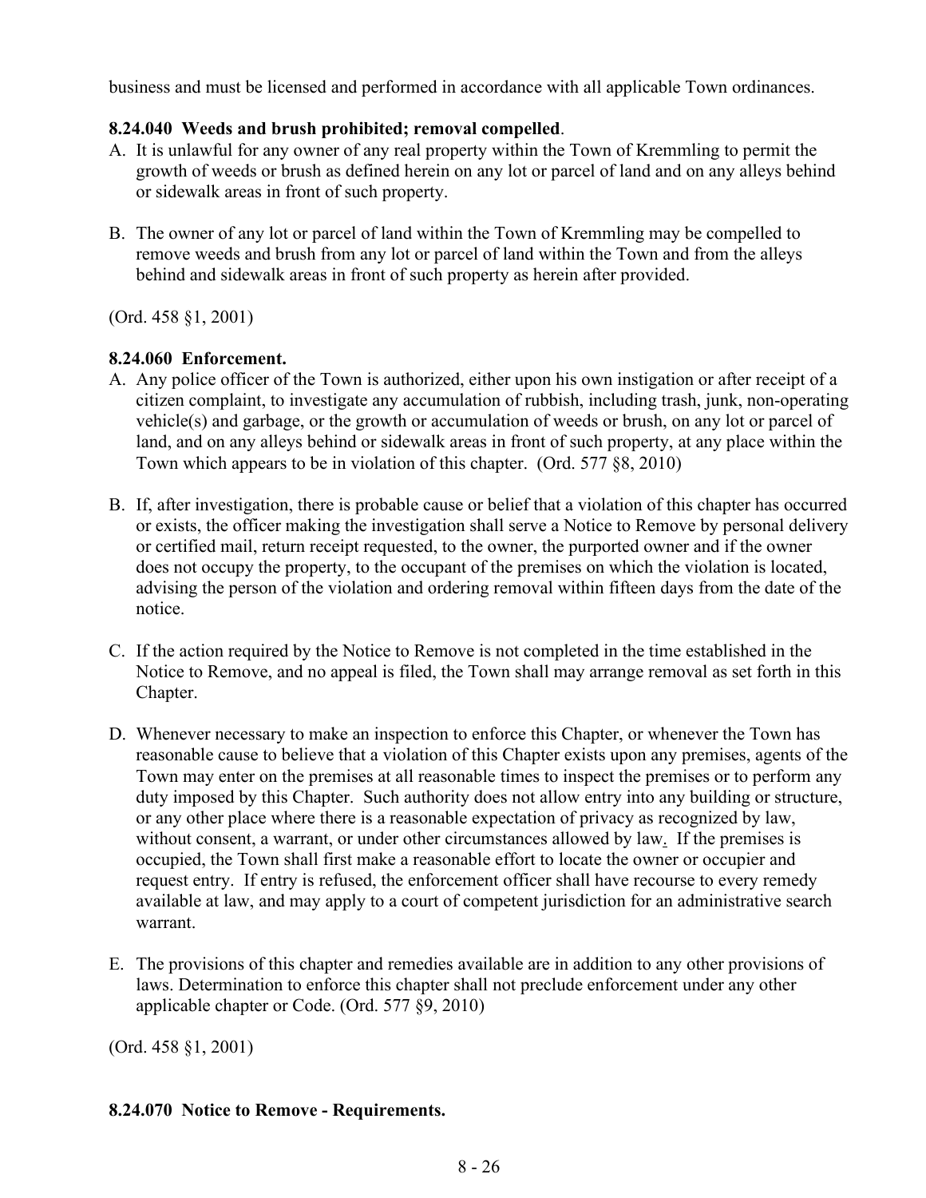business and must be licensed and performed in accordance with all applicable Town ordinances.

**8.24.040 Weeds and brush prohibited; removal compelled**.

A. It is unlawful for any owner of any real property within the Town of Kremmling to permit the growth of weeds or brush as defined herein on any lot or parcel of land and on any alleys behind or sidewalk areas in front of such property.

B. The owner of any lot or parcel of land within the Town of Kremmling may be compelled to remove weeds and brush from any lot or parcel of land within the Town and from the alleys behind and sidewalk areas in front of such property as herein after provided.

(Ord. 458 §1, 2001)

**8.24.060 Enforcement.**

A. Any police officer of the Town is authorized, either upon his own instigation or after receipt of a citizen complaint, to investigate any accumulation of rubbish, including trash, junk, non-operating vehicle(s) and garbage, or the growth or accumulation of weeds or brush, on any lot or parcel of land, and on any alleys behind or sidewalk areas in front of such property, at any place within the Town which appears to be in violation of this chapter. (Ord. 577 §8, 2010)

B. If, after investigation, there is probable cause or belief that a violation of this chapter has occurred or exists, the officer making the investigation shall serve a Notice to Remove by personal delivery or certified mail, return receipt requested, to the owner, the purported owner and if the owner does not occupy the property, to the occupant of the premises on which the violation is located, advising the person of the violation and ordering removal within fifteen days from the date of the notice.

C. If the action required by the Notice to Remove is not completed in the time established in the Notice to Remove, and no appeal is filed, the Town shall may arrange removal as set forth in this Chapter.

D. Whenever necessary to make an inspection to enforce this Chapter, or whenever the Town has reasonable cause to believe that a violation of this Chapter exists upon any premises, agents of the Town may enter on the premises at all reasonable times to inspect the premises or to perform any duty imposed by this Chapter. Such authority does not allow entry into any building or structure, or any other place where there is a reasonable expectation of privacy as recognized by law, without consent, a warrant, or under other circumstances allowed by law. If the premises is occupied, the Town shall first make a reasonable effort to locate the owner or occupier and request entry. If entry is refused, the enforcement officer shall have recourse to every remedy available at law, and may apply to a court of competent jurisdiction for an administrative search warrant.

E. The provisions of this chapter and remedies available are in addition to any other provisions of laws. Determination to enforce this chapter shall not preclude enforcement under any other applicable chapter or Code. (Ord. 577 §9, 2010)

(Ord. 458 §1, 2001)

**8.24.070 Notice to Remove - Requirements.**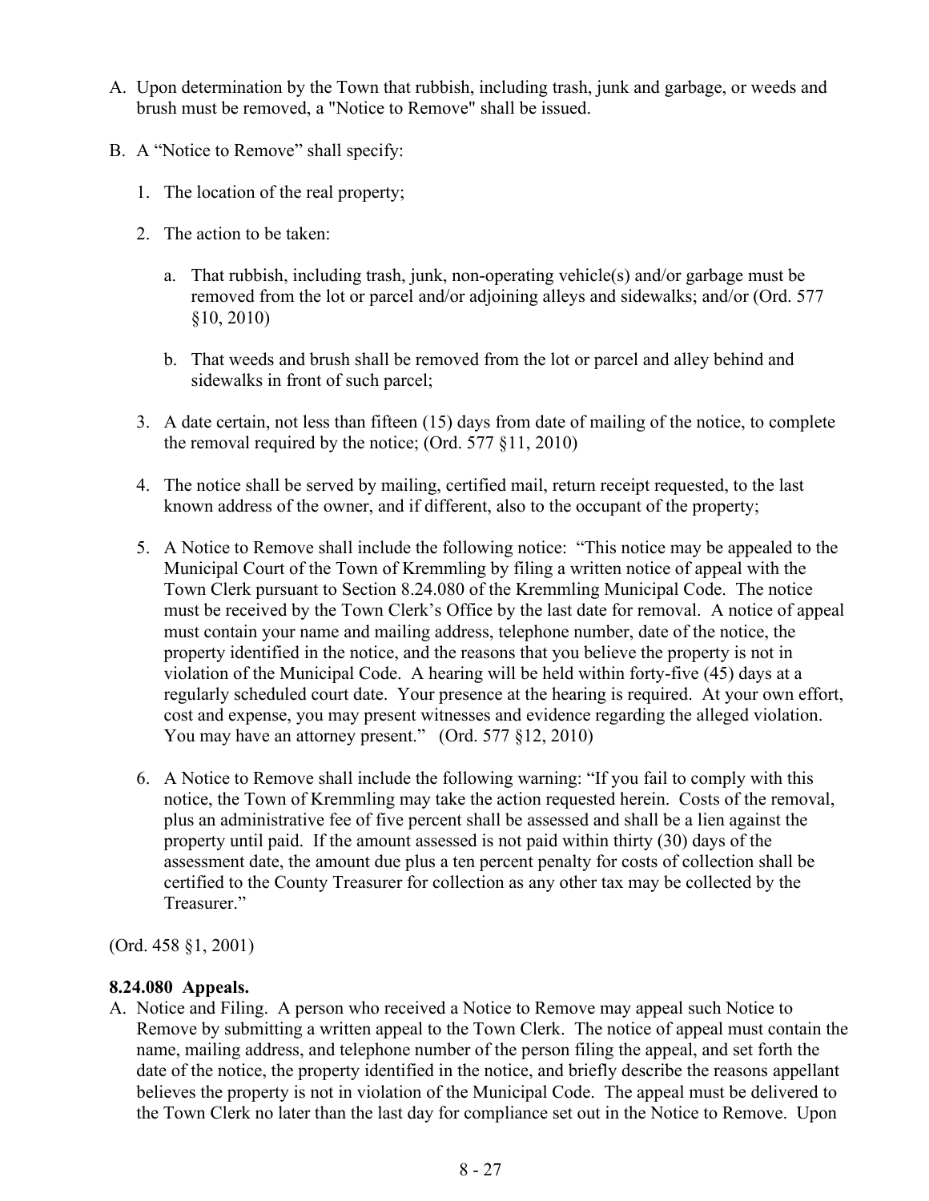A. Upon determination by the Town that rubbish, including trash, junk and garbage, or weeds and brush must be removed, a "Notice to Remove" shall be issued.

B. A "Notice to Remove" shall specify:

   1. The location of the real property;

   2. The action to be taken:

      a. That rubbish, including trash, junk, non-operating vehicle(s) and/or garbage must be removed from the lot or parcel and/or adjoining alleys and sidewalks; and/or (Ord. 577 §10, 2010)

      b. That weeds and brush shall be removed from the lot or parcel and alley behind and sidewalks in front of such parcel;

   3. A date certain, not less than fifteen (15) days from date of mailing of the notice, to complete the removal required by the notice; (Ord. 577 §11, 2010)

   4. The notice shall be served by mailing, certified mail, return receipt requested, to the last known address of the owner, and if different, also to the occupant of the property;

   5. A Notice to Remove shall include the following notice: "This notice may be appealed to the Municipal Court of the Town of Kremmling by filing a written notice of appeal with the Town Clerk pursuant to Section 8.24.080 of the Kremmling Municipal Code. The notice must be received by the Town Clerk's Office by the last date for removal. A notice of appeal must contain your name and mailing address, telephone number, date of the notice, the property identified in the notice, and the reasons that you believe the property is not in violation of the Municipal Code. A hearing will be held within forty-five (45) days at a regularly scheduled court date. Your presence at the hearing is required. At your own effort, cost and expense, you may present witnesses and evidence regarding the alleged violation. You may have an attorney present." (Ord. 577 §12, 2010)

   6. A Notice to Remove shall include the following warning: "If you fail to comply with this notice, the Town of Kremmling may take the action requested herein. Costs of the removal, plus an administrative fee of five percent shall be assessed and shall be a lien against the property until paid. If the amount assessed is not paid within thirty (30) days of the assessment date, the amount due plus a ten percent penalty for costs of collection shall be certified to the County Treasurer for collection as any other tax may be collected by the Treasurer."

(Ord. 458 §1, 2001)

**8.24.080 Appeals.**

A. Notice and Filing. A person who received a Notice to Remove may appeal such Notice to Remove by submitting a written appeal to the Town Clerk. The notice of appeal must contain the name, mailing address, and telephone number of the person filing the appeal, and set forth the date of the notice, the property identified in the notice, and briefly describe the reasons appellant believes the property is not in violation of the Municipal Code. The appeal must be delivered to the Town Clerk no later than the last day for compliance set out in the Notice to Remove. Upon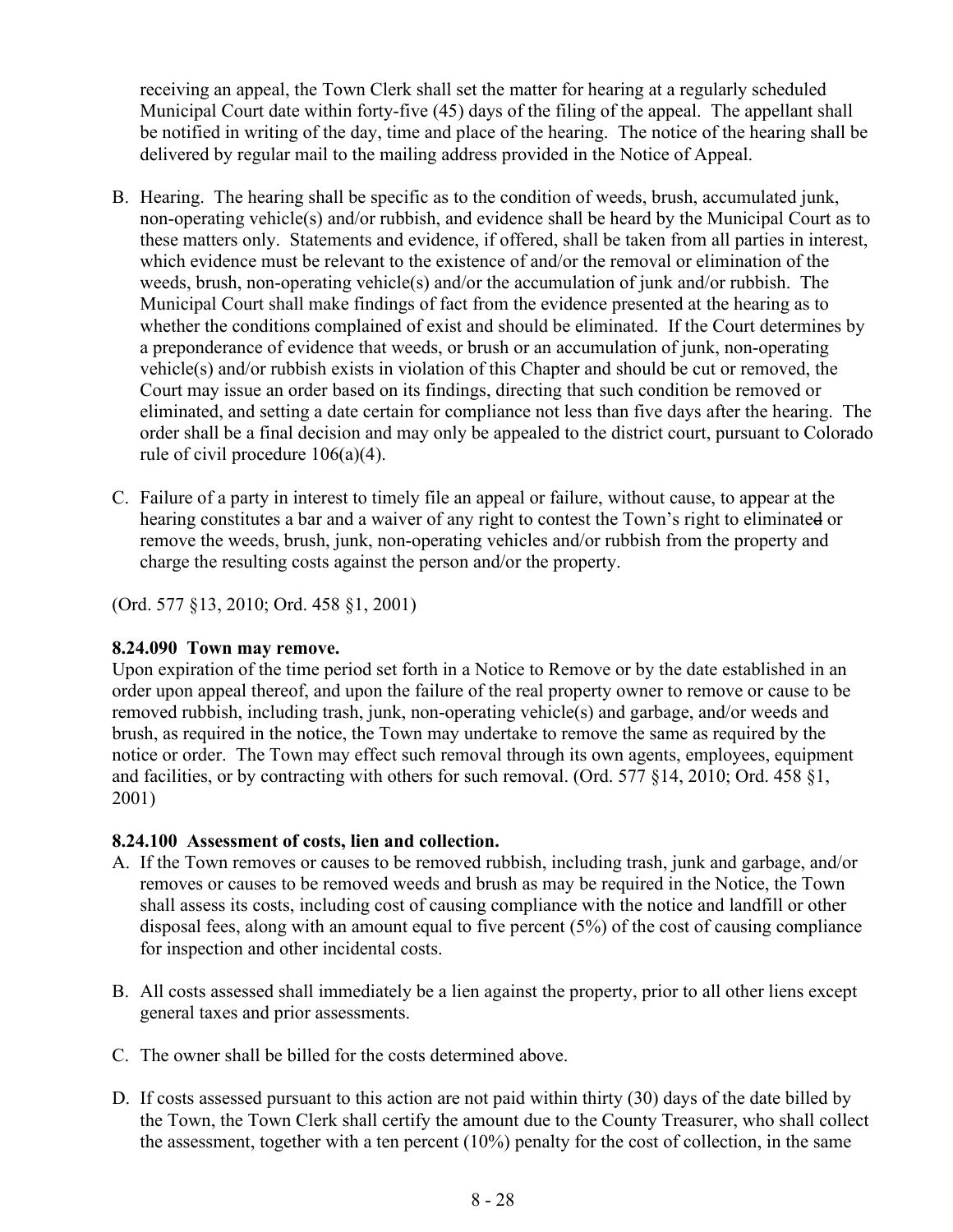receiving an appeal, the Town Clerk shall set the matter for hearing at a regularly scheduled Municipal Court date within forty-five (45) days of the filing of the appeal. The appellant shall be notified in writing of the day, time and place of the hearing. The notice of the hearing shall be delivered by regular mail to the mailing address provided in the Notice of Appeal.

B. Hearing. The hearing shall be specific as to the condition of weeds, brush, accumulated junk, non-operating vehicle(s) and/or rubbish, and evidence shall be heard by the Municipal Court as to these matters only. Statements and evidence, if offered, shall be taken from all parties in interest, which evidence must be relevant to the existence of and/or the removal or elimination of the weeds, brush, non-operating vehicle(s) and/or the accumulation of junk and/or rubbish. The Municipal Court shall make findings of fact from the evidence presented at the hearing as to whether the conditions complained of exist and should be eliminated. If the Court determines by a preponderance of evidence that weeds, or brush or an accumulation of junk, non-operating vehicle(s) and/or rubbish exists in violation of this Chapter and should be cut or removed, the Court may issue an order based on its findings, directing that such condition be removed or eliminated, and setting a date certain for compliance not less than five days after the hearing. The order shall be a final decision and may only be appealed to the district court, pursuant to Colorado rule of civil procedure 106(a)(4).

C. Failure of a party in interest to timely file an appeal or failure, without cause, to appear at the hearing constitutes a bar and a waiver of any right to contest the Town's right to eliminate~~d~~ or remove the weeds, brush, junk, non-operating vehicles and/or rubbish from the property and charge the resulting costs against the person and/or the property.

(Ord. 577 §13, 2010; Ord. 458 §1, 2001)

**8.24.090 Town may remove.**
Upon expiration of the time period set forth in a Notice to Remove or by the date established in an order upon appeal thereof, and upon the failure of the real property owner to remove or cause to be removed rubbish, including trash, junk, non-operating vehicle(s) and garbage, and/or weeds and brush, as required in the notice, the Town may undertake to remove the same as required by the notice or order. The Town may effect such removal through its own agents, employees, equipment and facilities, or by contracting with others for such removal. (Ord. 577 §14, 2010; Ord. 458 §1, 2001)

**8.24.100 Assessment of costs, lien and collection.**

A. If the Town removes or causes to be removed rubbish, including trash, junk and garbage, and/or removes or causes to be removed weeds and brush as may be required in the Notice, the Town shall assess its costs, including cost of causing compliance with the notice and landfill or other disposal fees, along with an amount equal to five percent (5%) of the cost of causing compliance for inspection and other incidental costs.

B. All costs assessed shall immediately be a lien against the property, prior to all other liens except general taxes and prior assessments.

C. The owner shall be billed for the costs determined above.

D. If costs assessed pursuant to this action are not paid within thirty (30) days of the date billed by the Town, the Town Clerk shall certify the amount due to the County Treasurer, who shall collect the assessment, together with a ten percent (10%) penalty for the cost of collection, in the same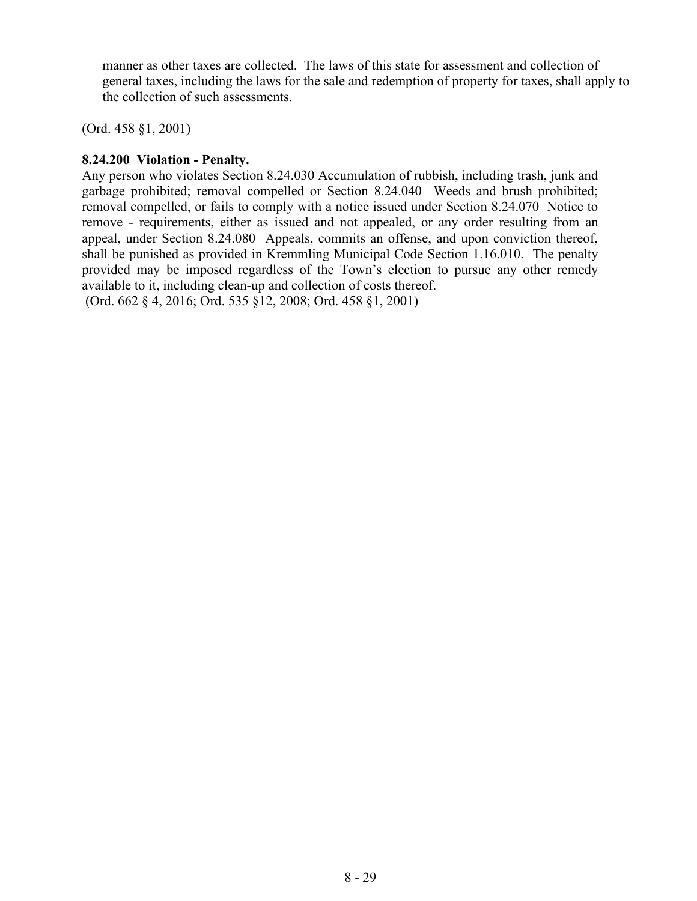manner as other taxes are collected. The laws of this state for assessment and collection of general taxes, including the laws for the sale and redemption of property for taxes, shall apply to the collection of such assessments.

(Ord. 458 §1, 2001)

**8.24.200 Violation - Penalty.**

Any person who violates Section 8.24.030 Accumulation of rubbish, including trash, junk and garbage prohibited; removal compelled or Section 8.24.040 Weeds and brush prohibited; removal compelled, or fails to comply with a notice issued under Section 8.24.070 Notice to remove - requirements, either as issued and not appealed, or any order resulting from an appeal, under Section 8.24.080 Appeals, commits an offense, and upon conviction thereof, shall be punished as provided in Kremmling Municipal Code Section 1.16.010. The penalty provided may be imposed regardless of the Town's election to pursue any other remedy available to it, including clean-up and collection of costs thereof.

(Ord. 662 § 4, 2016; Ord. 535 §12, 2008; Ord. 458 §1, 2001)